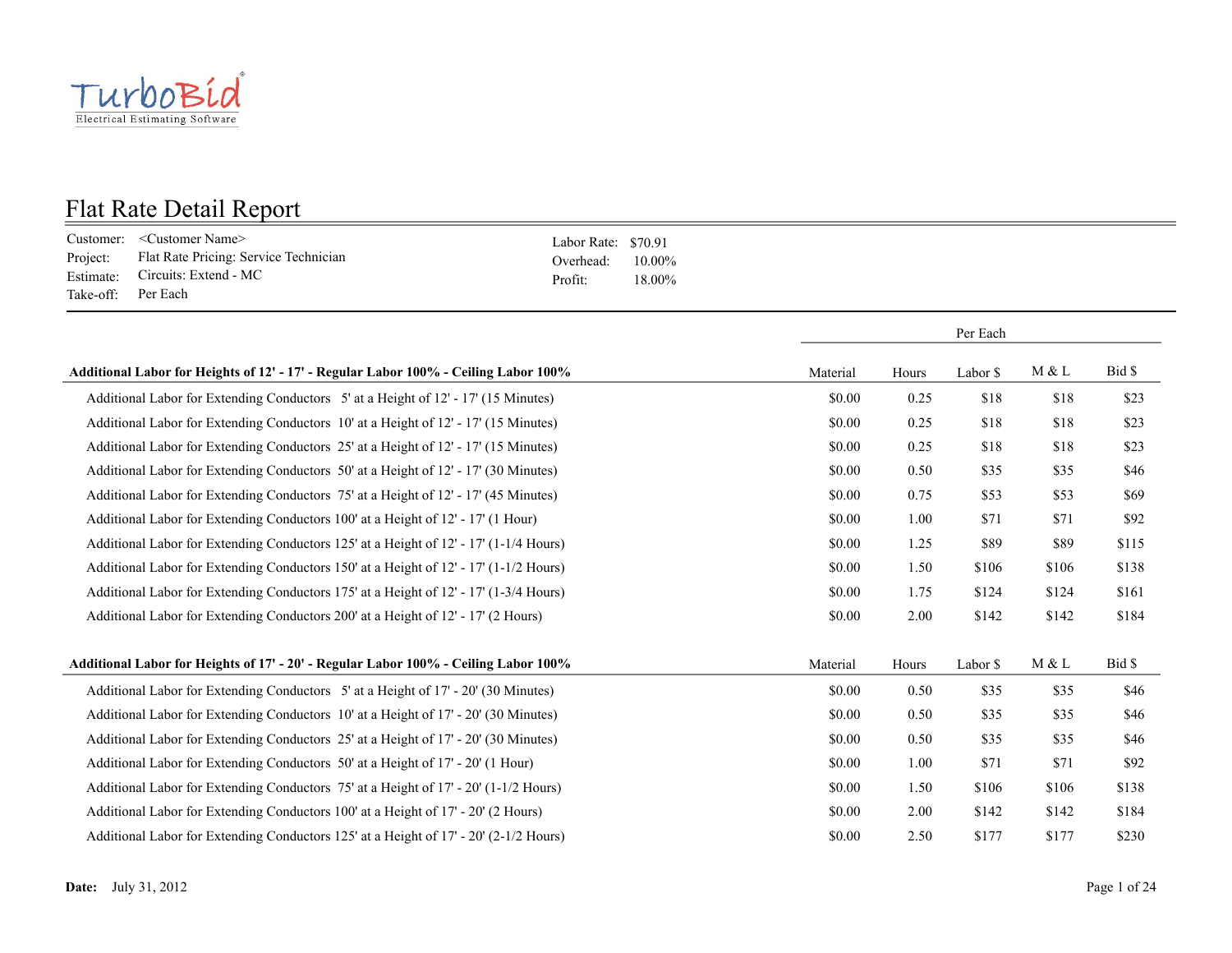TurboBid
Electrical Estimating Software

# Flat Rate Detail Report

Customer: <Customer Name>
Project: Flat Rate Pricing: Service Technician
Estimate: Circuits: Extend - MC
Take-off: Per Each

Labor Rate: $70.91
Overhead: 10.00%
Profit: 18.00%

| | Per Each | | | | |
|---|---|---|---|---|---|
| **Additional Labor for Heights of 12' - 17' - Regular Labor 100% - Ceiling Labor 100%** | Material | Hours | Labor $ | M & L | Bid $ |
| Additional Labor for Extending Conductors 5' at a Height of 12' - 17' (15 Minutes) | $0.00 | 0.25 | $18 | $18 | $23 |
| Additional Labor for Extending Conductors 10' at a Height of 12' - 17' (15 Minutes) | $0.00 | 0.25 | $18 | $18 | $23 |
| Additional Labor for Extending Conductors 25' at a Height of 12' - 17' (15 Minutes) | $0.00 | 0.25 | $18 | $18 | $23 |
| Additional Labor for Extending Conductors 50' at a Height of 12' - 17' (30 Minutes) | $0.00 | 0.50 | $35 | $35 | $46 |
| Additional Labor for Extending Conductors 75' at a Height of 12' - 17' (45 Minutes) | $0.00 | 0.75 | $53 | $53 | $69 |
| Additional Labor for Extending Conductors 100' at a Height of 12' - 17' (1 Hour) | $0.00 | 1.00 | $71 | $71 | $92 |
| Additional Labor for Extending Conductors 125' at a Height of 12' - 17' (1-1/4 Hours) | $0.00 | 1.25 | $89 | $89 | $115 |
| Additional Labor for Extending Conductors 150' at a Height of 12' - 17' (1-1/2 Hours) | $0.00 | 1.50 | $106 | $106 | $138 |
| Additional Labor for Extending Conductors 175' at a Height of 12' - 17' (1-3/4 Hours) | $0.00 | 1.75 | $124 | $124 | $161 |
| Additional Labor for Extending Conductors 200' at a Height of 12' - 17' (2 Hours) | $0.00 | 2.00 | $142 | $142 | $184 |
| **Additional Labor for Heights of 17' - 20' - Regular Labor 100% - Ceiling Labor 100%** | Material | Hours | Labor $ | M & L | Bid $ |
| Additional Labor for Extending Conductors 5' at a Height of 17' - 20' (30 Minutes) | $0.00 | 0.50 | $35 | $35 | $46 |
| Additional Labor for Extending Conductors 10' at a Height of 17' - 20' (30 Minutes) | $0.00 | 0.50 | $35 | $35 | $46 |
| Additional Labor for Extending Conductors 25' at a Height of 17' - 20' (30 Minutes) | $0.00 | 0.50 | $35 | $35 | $46 |
| Additional Labor for Extending Conductors 50' at a Height of 17' - 20' (1 Hour) | $0.00 | 1.00 | $71 | $71 | $92 |
| Additional Labor for Extending Conductors 75' at a Height of 17' - 20' (1-1/2 Hours) | $0.00 | 1.50 | $106 | $106 | $138 |
| Additional Labor for Extending Conductors 100' at a Height of 17' - 20' (2 Hours) | $0.00 | 2.00 | $142 | $142 | $184 |
| Additional Labor for Extending Conductors 125' at a Height of 17' - 20' (2-1/2 Hours) | $0.00 | 2.50 | $177 | $177 | $230 |

**Date:** July 31, 2012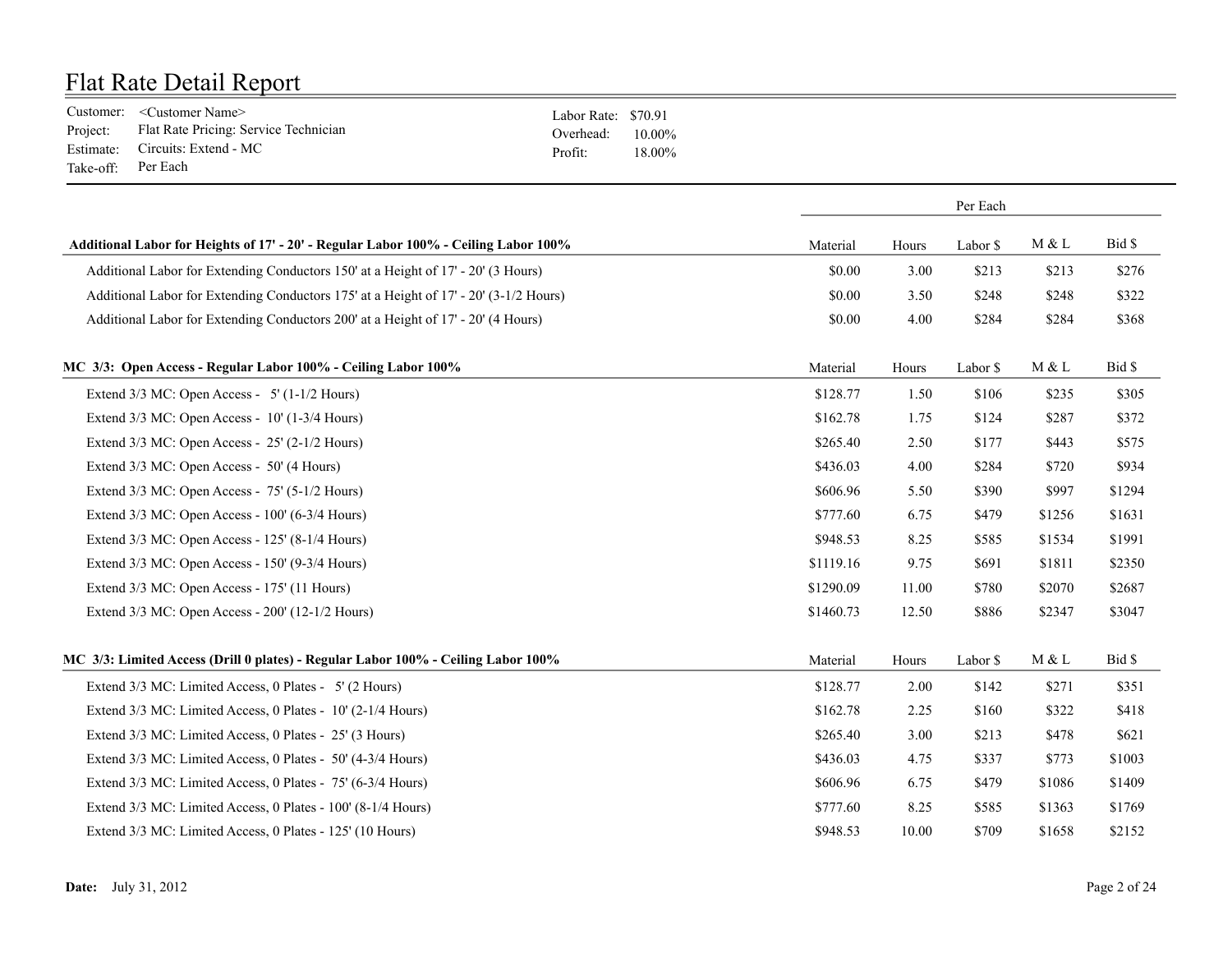# Flat Rate Detail Report

Customer: <Customer Name>
Project: Flat Rate Pricing: Service Technician
Estimate: Circuits: Extend - MC
Take-off: Per Each

Labor Rate: $70.91
Overhead: 10.00%
Profit: 18.00%

| | Per Each | | | | |
|---|---|---|---|---|---|
| **Additional Labor for Heights of 17' - 20' - Regular Labor 100% - Ceiling Labor 100%** | Material | Hours | Labor $ | M & L | Bid $ |
| Additional Labor for Extending Conductors 150' at a Height of 17' - 20' (3 Hours) | $0.00 | 3.00 | $213 | $213 | $276 |
| Additional Labor for Extending Conductors 175' at a Height of 17' - 20' (3-1/2 Hours) | $0.00 | 3.50 | $248 | $248 | $322 |
| Additional Labor for Extending Conductors 200' at a Height of 17' - 20' (4 Hours) | $0.00 | 4.00 | $284 | $284 | $368 |
| **MC 3/3: Open Access - Regular Labor 100% - Ceiling Labor 100%** | Material | Hours | Labor $ | M & L | Bid $ |
| Extend 3/3 MC: Open Access - 5' (1-1/2 Hours) | $128.77 | 1.50 | $106 | $235 | $305 |
| Extend 3/3 MC: Open Access - 10' (1-3/4 Hours) | $162.78 | 1.75 | $124 | $287 | $372 |
| Extend 3/3 MC: Open Access - 25' (2-1/2 Hours) | $265.40 | 2.50 | $177 | $443 | $575 |
| Extend 3/3 MC: Open Access - 50' (4 Hours) | $436.03 | 4.00 | $284 | $720 | $934 |
| Extend 3/3 MC: Open Access - 75' (5-1/2 Hours) | $606.96 | 5.50 | $390 | $997 | $1294 |
| Extend 3/3 MC: Open Access - 100' (6-3/4 Hours) | $777.60 | 6.75 | $479 | $1256 | $1631 |
| Extend 3/3 MC: Open Access - 125' (8-1/4 Hours) | $948.53 | 8.25 | $585 | $1534 | $1991 |
| Extend 3/3 MC: Open Access - 150' (9-3/4 Hours) | $1119.16 | 9.75 | $691 | $1811 | $2350 |
| Extend 3/3 MC: Open Access - 175' (11 Hours) | $1290.09 | 11.00 | $780 | $2070 | $2687 |
| Extend 3/3 MC: Open Access - 200' (12-1/2 Hours) | $1460.73 | 12.50 | $886 | $2347 | $3047 |
| **MC 3/3: Limited Access (Drill 0 plates) - Regular Labor 100% - Ceiling Labor 100%** | Material | Hours | Labor $ | M & L | Bid $ |
| Extend 3/3 MC: Limited Access, 0 Plates - 5' (2 Hours) | $128.77 | 2.00 | $142 | $271 | $351 |
| Extend 3/3 MC: Limited Access, 0 Plates - 10' (2-1/4 Hours) | $162.78 | 2.25 | $160 | $322 | $418 |
| Extend 3/3 MC: Limited Access, 0 Plates - 25' (3 Hours) | $265.40 | 3.00 | $213 | $478 | $621 |
| Extend 3/3 MC: Limited Access, 0 Plates - 50' (4-3/4 Hours) | $436.03 | 4.75 | $337 | $773 | $1003 |
| Extend 3/3 MC: Limited Access, 0 Plates - 75' (6-3/4 Hours) | $606.96 | 6.75 | $479 | $1086 | $1409 |
| Extend 3/3 MC: Limited Access, 0 Plates - 100' (8-1/4 Hours) | $777.60 | 8.25 | $585 | $1363 | $1769 |
| Extend 3/3 MC: Limited Access, 0 Plates - 125' (10 Hours) | $948.53 | 10.00 | $709 | $1658 | $2152 |

**Date:** July 31, 2012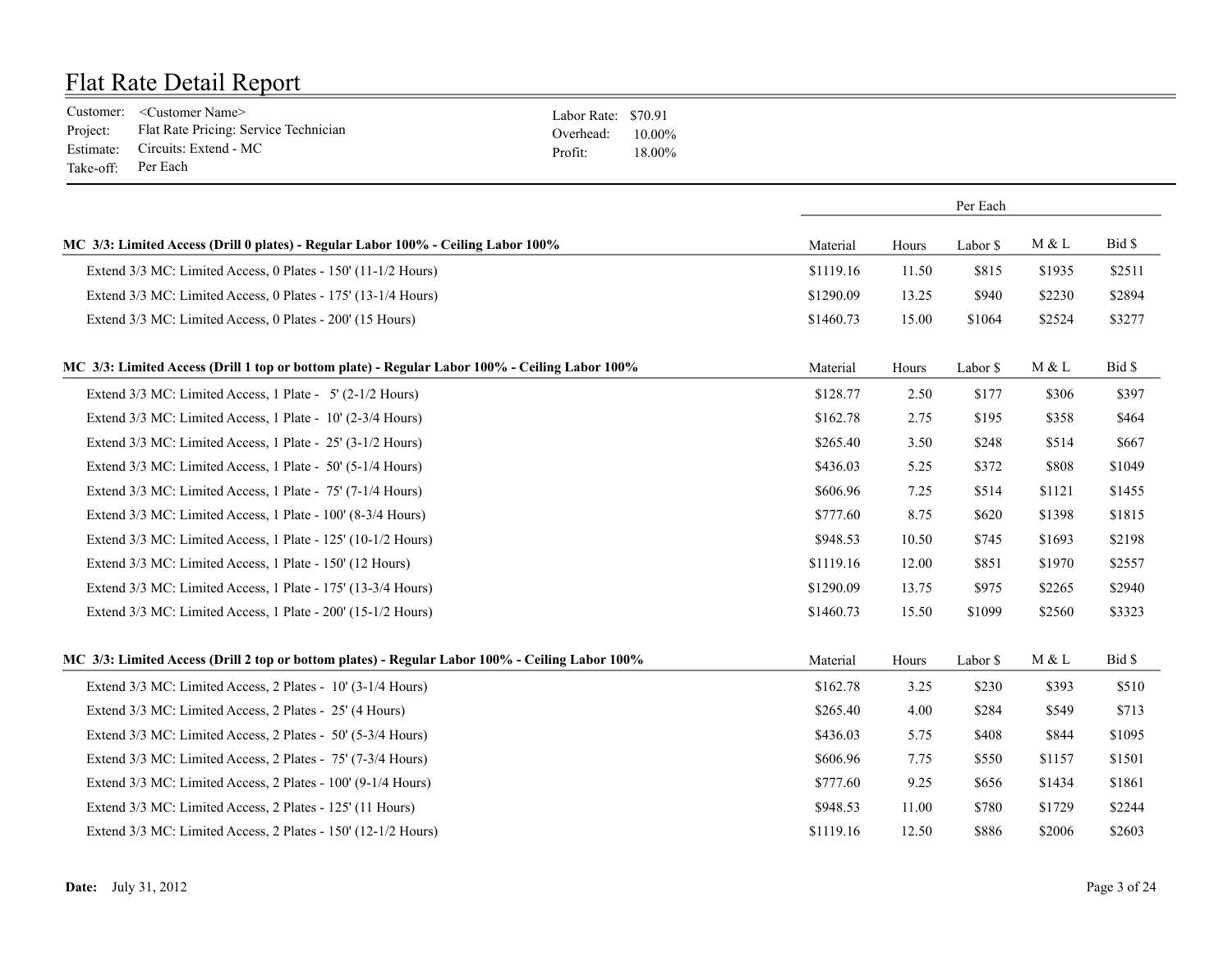# Flat Rate Detail Report

Customer: <Customer Name>
Project: Flat Rate Pricing: Service Technician
Estimate: Circuits: Extend - MC
Take-off: Per Each

Labor Rate: $70.91
Overhead: 10.00%
Profit: 18.00%

| | Per Each | | | | |
|---|---|---|---|---|---|
| **MC 3/3: Limited Access (Drill 0 plates) - Regular Labor 100% - Ceiling Labor 100%** | Material | Hours | Labor $ | M & L | Bid $ |
| Extend 3/3 MC: Limited Access, 0 Plates - 150' (11-1/2 Hours) | $1119.16 | 11.50 | $815 | $1935 | $2511 |
| Extend 3/3 MC: Limited Access, 0 Plates - 175' (13-1/4 Hours) | $1290.09 | 13.25 | $940 | $2230 | $2894 |
| Extend 3/3 MC: Limited Access, 0 Plates - 200' (15 Hours) | $1460.73 | 15.00 | $1064 | $2524 | $3277 |
| **MC 3/3: Limited Access (Drill 1 top or bottom plate) - Regular Labor 100% - Ceiling Labor 100%** | Material | Hours | Labor $ | M & L | Bid $ |
| Extend 3/3 MC: Limited Access, 1 Plate - 5' (2-1/2 Hours) | $128.77 | 2.50 | $177 | $306 | $397 |
| Extend 3/3 MC: Limited Access, 1 Plate - 10' (2-3/4 Hours) | $162.78 | 2.75 | $195 | $358 | $464 |
| Extend 3/3 MC: Limited Access, 1 Plate - 25' (3-1/2 Hours) | $265.40 | 3.50 | $248 | $514 | $667 |
| Extend 3/3 MC: Limited Access, 1 Plate - 50' (5-1/4 Hours) | $436.03 | 5.25 | $372 | $808 | $1049 |
| Extend 3/3 MC: Limited Access, 1 Plate - 75' (7-1/4 Hours) | $606.96 | 7.25 | $514 | $1121 | $1455 |
| Extend 3/3 MC: Limited Access, 1 Plate - 100' (8-3/4 Hours) | $777.60 | 8.75 | $620 | $1398 | $1815 |
| Extend 3/3 MC: Limited Access, 1 Plate - 125' (10-1/2 Hours) | $948.53 | 10.50 | $745 | $1693 | $2198 |
| Extend 3/3 MC: Limited Access, 1 Plate - 150' (12 Hours) | $1119.16 | 12.00 | $851 | $1970 | $2557 |
| Extend 3/3 MC: Limited Access, 1 Plate - 175' (13-3/4 Hours) | $1290.09 | 13.75 | $975 | $2265 | $2940 |
| Extend 3/3 MC: Limited Access, 1 Plate - 200' (15-1/2 Hours) | $1460.73 | 15.50 | $1099 | $2560 | $3323 |
| **MC 3/3: Limited Access (Drill 2 top or bottom plates) - Regular Labor 100% - Ceiling Labor 100%** | Material | Hours | Labor $ | M & L | Bid $ |
| Extend 3/3 MC: Limited Access, 2 Plates - 10' (3-1/4 Hours) | $162.78 | 3.25 | $230 | $393 | $510 |
| Extend 3/3 MC: Limited Access, 2 Plates - 25' (4 Hours) | $265.40 | 4.00 | $284 | $549 | $713 |
| Extend 3/3 MC: Limited Access, 2 Plates - 50' (5-3/4 Hours) | $436.03 | 5.75 | $408 | $844 | $1095 |
| Extend 3/3 MC: Limited Access, 2 Plates - 75' (7-3/4 Hours) | $606.96 | 7.75 | $550 | $1157 | $1501 |
| Extend 3/3 MC: Limited Access, 2 Plates - 100' (9-1/4 Hours) | $777.60 | 9.25 | $656 | $1434 | $1861 |
| Extend 3/3 MC: Limited Access, 2 Plates - 125' (11 Hours) | $948.53 | 11.00 | $780 | $1729 | $2244 |
| Extend 3/3 MC: Limited Access, 2 Plates - 150' (12-1/2 Hours) | $1119.16 | 12.50 | $886 | $2006 | $2603 |

**Date:** July 31, 2012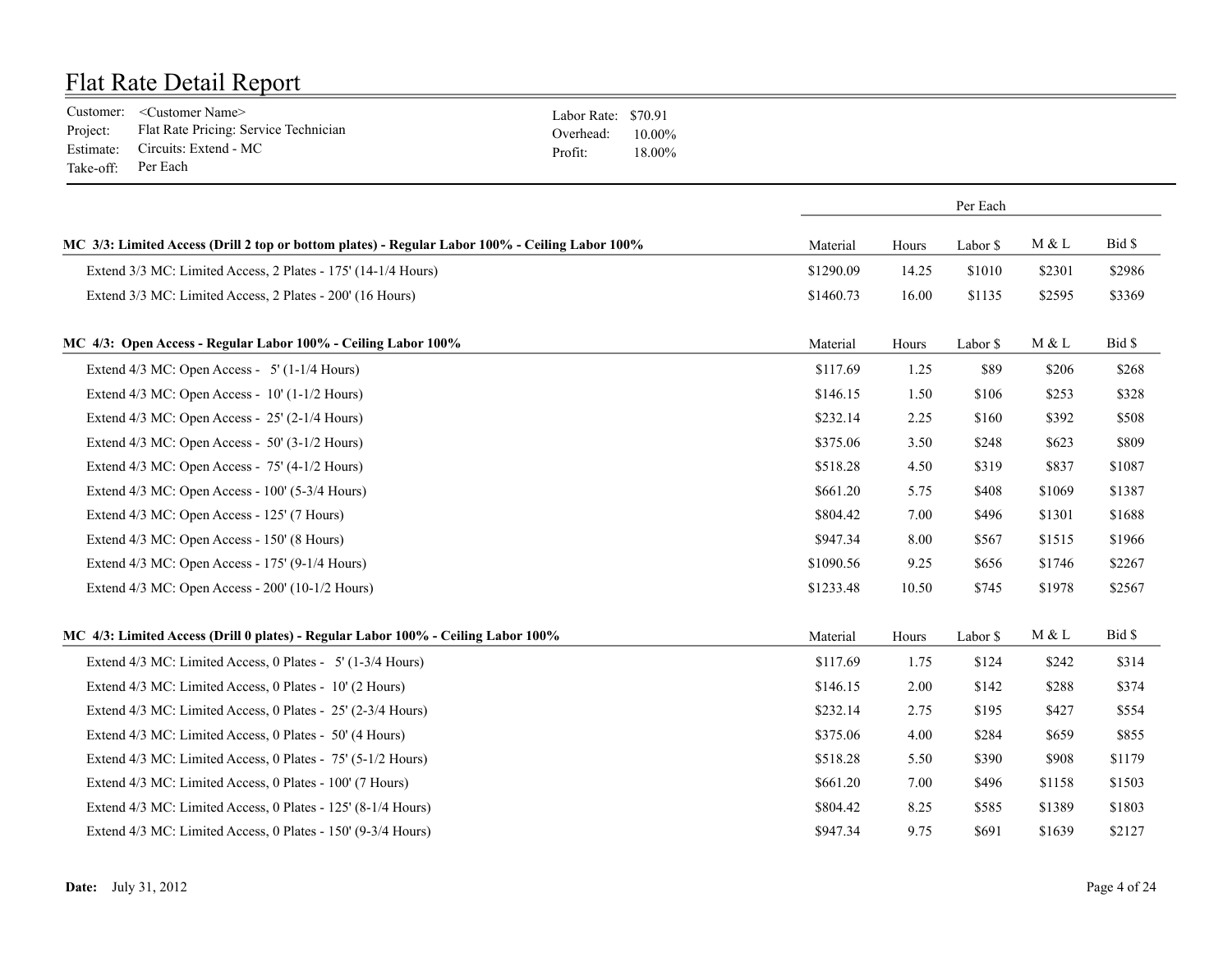# Flat Rate Detail Report

Customer: <Customer Name>
Project: Flat Rate Pricing: Service Technician
Estimate: Circuits: Extend - MC
Take-off: Per Each

Labor Rate: $70.91
Overhead: 10.00%
Profit: 18.00%

| | Per Each | | | | |
|---|---|---|---|---|---|
| **MC 3/3: Limited Access (Drill 2 top or bottom plates) - Regular Labor 100% - Ceiling Labor 100%** | Material | Hours | Labor $ | M & L | Bid $ |
| Extend 3/3 MC: Limited Access, 2 Plates - 175' (14-1/4 Hours) | $1290.09 | 14.25 | $1010 | $2301 | $2986 |
| Extend 3/3 MC: Limited Access, 2 Plates - 200' (16 Hours) | $1460.73 | 16.00 | $1135 | $2595 | $3369 |
| **MC 4/3: Open Access - Regular Labor 100% - Ceiling Labor 100%** | Material | Hours | Labor $ | M & L | Bid $ |
| Extend 4/3 MC: Open Access - 5' (1-1/4 Hours) | $117.69 | 1.25 | $89 | $206 | $268 |
| Extend 4/3 MC: Open Access - 10' (1-1/2 Hours) | $146.15 | 1.50 | $106 | $253 | $328 |
| Extend 4/3 MC: Open Access - 25' (2-1/4 Hours) | $232.14 | 2.25 | $160 | $392 | $508 |
| Extend 4/3 MC: Open Access - 50' (3-1/2 Hours) | $375.06 | 3.50 | $248 | $623 | $809 |
| Extend 4/3 MC: Open Access - 75' (4-1/2 Hours) | $518.28 | 4.50 | $319 | $837 | $1087 |
| Extend 4/3 MC: Open Access - 100' (5-3/4 Hours) | $661.20 | 5.75 | $408 | $1069 | $1387 |
| Extend 4/3 MC: Open Access - 125' (7 Hours) | $804.42 | 7.00 | $496 | $1301 | $1688 |
| Extend 4/3 MC: Open Access - 150' (8 Hours) | $947.34 | 8.00 | $567 | $1515 | $1966 |
| Extend 4/3 MC: Open Access - 175' (9-1/4 Hours) | $1090.56 | 9.25 | $656 | $1746 | $2267 |
| Extend 4/3 MC: Open Access - 200' (10-1/2 Hours) | $1233.48 | 10.50 | $745 | $1978 | $2567 |
| **MC 4/3: Limited Access (Drill 0 plates) - Regular Labor 100% - Ceiling Labor 100%** | Material | Hours | Labor $ | M & L | Bid $ |
| Extend 4/3 MC: Limited Access, 0 Plates - 5' (1-3/4 Hours) | $117.69 | 1.75 | $124 | $242 | $314 |
| Extend 4/3 MC: Limited Access, 0 Plates - 10' (2 Hours) | $146.15 | 2.00 | $142 | $288 | $374 |
| Extend 4/3 MC: Limited Access, 0 Plates - 25' (2-3/4 Hours) | $232.14 | 2.75 | $195 | $427 | $554 |
| Extend 4/3 MC: Limited Access, 0 Plates - 50' (4 Hours) | $375.06 | 4.00 | $284 | $659 | $855 |
| Extend 4/3 MC: Limited Access, 0 Plates - 75' (5-1/2 Hours) | $518.28 | 5.50 | $390 | $908 | $1179 |
| Extend 4/3 MC: Limited Access, 0 Plates - 100' (7 Hours) | $661.20 | 7.00 | $496 | $1158 | $1503 |
| Extend 4/3 MC: Limited Access, 0 Plates - 125' (8-1/4 Hours) | $804.42 | 8.25 | $585 | $1389 | $1803 |
| Extend 4/3 MC: Limited Access, 0 Plates - 150' (9-3/4 Hours) | $947.34 | 9.75 | $691 | $1639 | $2127 |

**Date:** July 31, 2012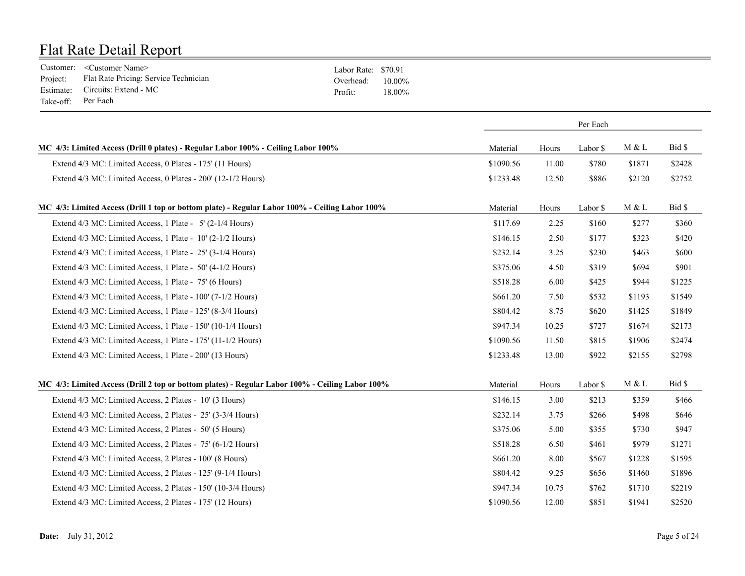# Flat Rate Detail Report

Customer: <Customer Name>
Project: Flat Rate Pricing: Service Technician
Estimate: Circuits: Extend - MC
Take-off: Per Each

Labor Rate: $70.91
Overhead: 10.00%
Profit: 18.00%

| | Per Each | | | | |
|---|---|---|---|---|---|
| **MC 4/3: Limited Access (Drill 0 plates) - Regular Labor 100% - Ceiling Labor 100%** | Material | Hours | Labor $ | M & L | Bid $ |
| Extend 4/3 MC: Limited Access, 0 Plates - 175' (11 Hours) | $1090.56 | 11.00 | $780 | $1871 | $2428 |
| Extend 4/3 MC: Limited Access, 0 Plates - 200' (12-1/2 Hours) | $1233.48 | 12.50 | $886 | $2120 | $2752 |
| **MC 4/3: Limited Access (Drill 1 top or bottom plate) - Regular Labor 100% - Ceiling Labor 100%** | Material | Hours | Labor $ | M & L | Bid $ |
| Extend 4/3 MC: Limited Access, 1 Plate - 5' (2-1/4 Hours) | $117.69 | 2.25 | $160 | $277 | $360 |
| Extend 4/3 MC: Limited Access, 1 Plate - 10' (2-1/2 Hours) | $146.15 | 2.50 | $177 | $323 | $420 |
| Extend 4/3 MC: Limited Access, 1 Plate - 25' (3-1/4 Hours) | $232.14 | 3.25 | $230 | $463 | $600 |
| Extend 4/3 MC: Limited Access, 1 Plate - 50' (4-1/2 Hours) | $375.06 | 4.50 | $319 | $694 | $901 |
| Extend 4/3 MC: Limited Access, 1 Plate - 75' (6 Hours) | $518.28 | 6.00 | $425 | $944 | $1225 |
| Extend 4/3 MC: Limited Access, 1 Plate - 100' (7-1/2 Hours) | $661.20 | 7.50 | $532 | $1193 | $1549 |
| Extend 4/3 MC: Limited Access, 1 Plate - 125' (8-3/4 Hours) | $804.42 | 8.75 | $620 | $1425 | $1849 |
| Extend 4/3 MC: Limited Access, 1 Plate - 150' (10-1/4 Hours) | $947.34 | 10.25 | $727 | $1674 | $2173 |
| Extend 4/3 MC: Limited Access, 1 Plate - 175' (11-1/2 Hours) | $1090.56 | 11.50 | $815 | $1906 | $2474 |
| Extend 4/3 MC: Limited Access, 1 Plate - 200' (13 Hours) | $1233.48 | 13.00 | $922 | $2155 | $2798 |
| **MC 4/3: Limited Access (Drill 2 top or bottom plates) - Regular Labor 100% - Ceiling Labor 100%** | Material | Hours | Labor $ | M & L | Bid $ |
| Extend 4/3 MC: Limited Access, 2 Plates - 10' (3 Hours) | $146.15 | 3.00 | $213 | $359 | $466 |
| Extend 4/3 MC: Limited Access, 2 Plates - 25' (3-3/4 Hours) | $232.14 | 3.75 | $266 | $498 | $646 |
| Extend 4/3 MC: Limited Access, 2 Plates - 50' (5 Hours) | $375.06 | 5.00 | $355 | $730 | $947 |
| Extend 4/3 MC: Limited Access, 2 Plates - 75' (6-1/2 Hours) | $518.28 | 6.50 | $461 | $979 | $1271 |
| Extend 4/3 MC: Limited Access, 2 Plates - 100' (8 Hours) | $661.20 | 8.00 | $567 | $1228 | $1595 |
| Extend 4/3 MC: Limited Access, 2 Plates - 125' (9-1/4 Hours) | $804.42 | 9.25 | $656 | $1460 | $1896 |
| Extend 4/3 MC: Limited Access, 2 Plates - 150' (10-3/4 Hours) | $947.34 | 10.75 | $762 | $1710 | $2219 |
| Extend 4/3 MC: Limited Access, 2 Plates - 175' (12 Hours) | $1090.56 | 12.00 | $851 | $1941 | $2520 |

**Date:** July 31, 2012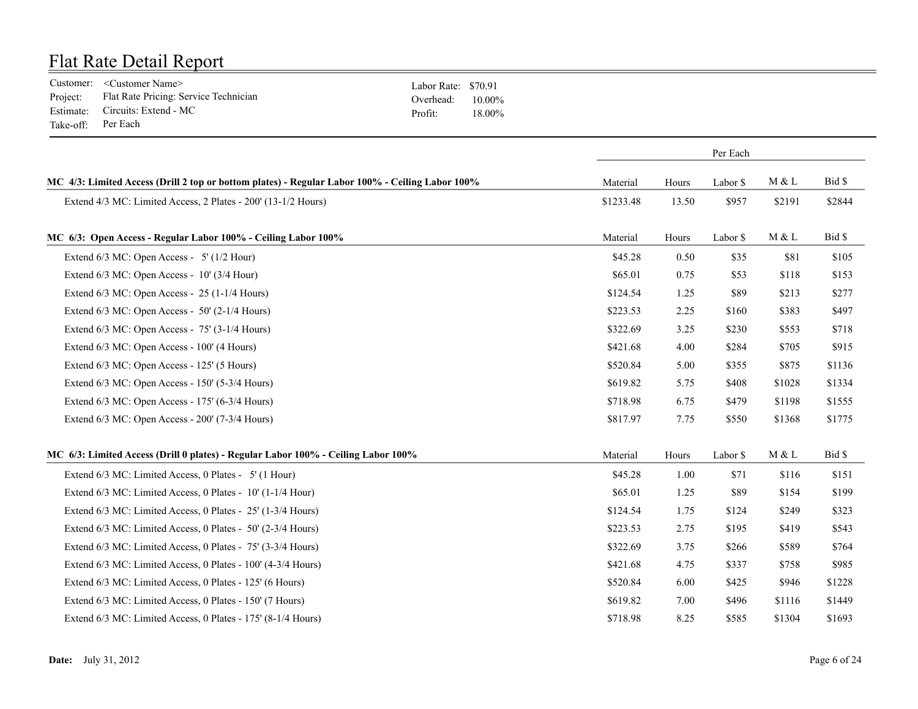# Flat Rate Detail Report

Customer: <Customer Name>
Project: Flat Rate Pricing: Service Technician
Estimate: Circuits: Extend - MC
Take-off: Per Each

Labor Rate: $70.91
Overhead: 10.00%
Profit: 18.00%

| | Per Each | | | | |
|---|---|---|---|---|---|
| **MC 4/3: Limited Access (Drill 2 top or bottom plates) - Regular Labor 100% - Ceiling Labor 100%** | Material | Hours | Labor $ | M & L | Bid $ |
| Extend 4/3 MC: Limited Access, 2 Plates - 200' (13-1/2 Hours) | $1233.48 | 13.50 | $957 | $2191 | $2844 |
| **MC 6/3: Open Access - Regular Labor 100% - Ceiling Labor 100%** | Material | Hours | Labor $ | M & L | Bid $ |
| Extend 6/3 MC: Open Access - 5' (1/2 Hour) | $45.28 | 0.50 | $35 | $81 | $105 |
| Extend 6/3 MC: Open Access - 10' (3/4 Hour) | $65.01 | 0.75 | $53 | $118 | $153 |
| Extend 6/3 MC: Open Access - 25 (1-1/4 Hours) | $124.54 | 1.25 | $89 | $213 | $277 |
| Extend 6/3 MC: Open Access - 50' (2-1/4 Hours) | $223.53 | 2.25 | $160 | $383 | $497 |
| Extend 6/3 MC: Open Access - 75' (3-1/4 Hours) | $322.69 | 3.25 | $230 | $553 | $718 |
| Extend 6/3 MC: Open Access - 100' (4 Hours) | $421.68 | 4.00 | $284 | $705 | $915 |
| Extend 6/3 MC: Open Access - 125' (5 Hours) | $520.84 | 5.00 | $355 | $875 | $1136 |
| Extend 6/3 MC: Open Access - 150' (5-3/4 Hours) | $619.82 | 5.75 | $408 | $1028 | $1334 |
| Extend 6/3 MC: Open Access - 175' (6-3/4 Hours) | $718.98 | 6.75 | $479 | $1198 | $1555 |
| Extend 6/3 MC: Open Access - 200' (7-3/4 Hours) | $817.97 | 7.75 | $550 | $1368 | $1775 |
| **MC 6/3: Limited Access (Drill 0 plates) - Regular Labor 100% - Ceiling Labor 100%** | Material | Hours | Labor $ | M & L | Bid $ |
| Extend 6/3 MC: Limited Access, 0 Plates - 5' (1 Hour) | $45.28 | 1.00 | $71 | $116 | $151 |
| Extend 6/3 MC: Limited Access, 0 Plates - 10' (1-1/4 Hour) | $65.01 | 1.25 | $89 | $154 | $199 |
| Extend 6/3 MC: Limited Access, 0 Plates - 25' (1-3/4 Hours) | $124.54 | 1.75 | $124 | $249 | $323 |
| Extend 6/3 MC: Limited Access, 0 Plates - 50' (2-3/4 Hours) | $223.53 | 2.75 | $195 | $419 | $543 |
| Extend 6/3 MC: Limited Access, 0 Plates - 75' (3-3/4 Hours) | $322.69 | 3.75 | $266 | $589 | $764 |
| Extend 6/3 MC: Limited Access, 0 Plates - 100' (4-3/4 Hours) | $421.68 | 4.75 | $337 | $758 | $985 |
| Extend 6/3 MC: Limited Access, 0 Plates - 125' (6 Hours) | $520.84 | 6.00 | $425 | $946 | $1228 |
| Extend 6/3 MC: Limited Access, 0 Plates - 150' (7 Hours) | $619.82 | 7.00 | $496 | $1116 | $1449 |
| Extend 6/3 MC: Limited Access, 0 Plates - 175' (8-1/4 Hours) | $718.98 | 8.25 | $585 | $1304 | $1693 |

**Date:** July 31, 2012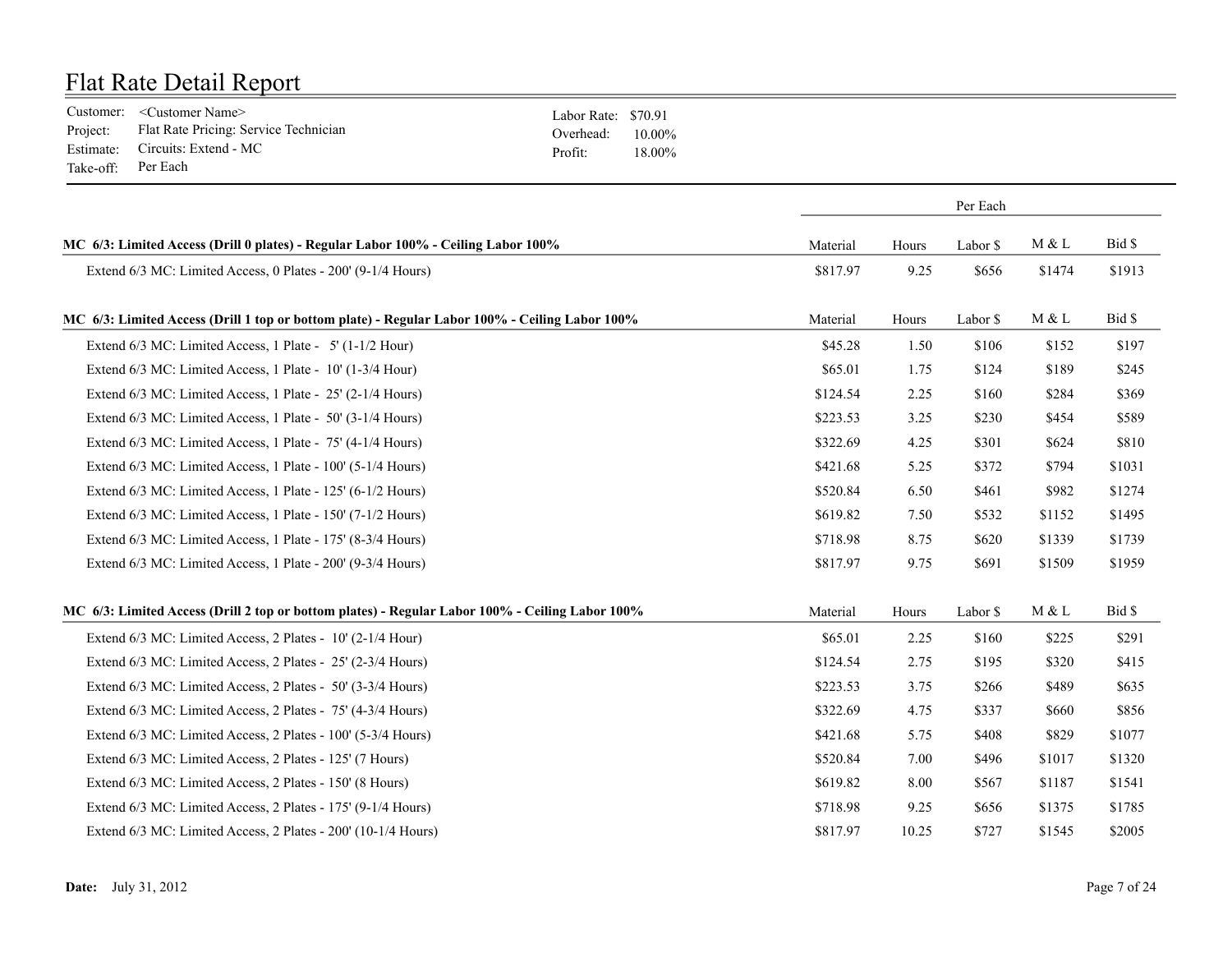# Flat Rate Detail Report

Customer: <Customer Name>
Project: Flat Rate Pricing: Service Technician
Estimate: Circuits: Extend - MC
Take-off: Per Each

Labor Rate: $70.91
Overhead: 10.00%
Profit: 18.00%

| | Per Each | | | | |
|---|---|---|---|---|---|
| **MC 6/3: Limited Access (Drill 0 plates) - Regular Labor 100% - Ceiling Labor 100%** | Material | Hours | Labor $ | M & L | Bid $ |
| Extend 6/3 MC: Limited Access, 0 Plates - 200' (9-1/4 Hours) | $817.97 | 9.25 | $656 | $1474 | $1913 |
| **MC 6/3: Limited Access (Drill 1 top or bottom plate) - Regular Labor 100% - Ceiling Labor 100%** | Material | Hours | Labor $ | M & L | Bid $ |
| Extend 6/3 MC: Limited Access, 1 Plate - 5' (1-1/2 Hour) | $45.28 | 1.50 | $106 | $152 | $197 |
| Extend 6/3 MC: Limited Access, 1 Plate - 10' (1-3/4 Hour) | $65.01 | 1.75 | $124 | $189 | $245 |
| Extend 6/3 MC: Limited Access, 1 Plate - 25' (2-1/4 Hours) | $124.54 | 2.25 | $160 | $284 | $369 |
| Extend 6/3 MC: Limited Access, 1 Plate - 50' (3-1/4 Hours) | $223.53 | 3.25 | $230 | $454 | $589 |
| Extend 6/3 MC: Limited Access, 1 Plate - 75' (4-1/4 Hours) | $322.69 | 4.25 | $301 | $624 | $810 |
| Extend 6/3 MC: Limited Access, 1 Plate - 100' (5-1/4 Hours) | $421.68 | 5.25 | $372 | $794 | $1031 |
| Extend 6/3 MC: Limited Access, 1 Plate - 125' (6-1/2 Hours) | $520.84 | 6.50 | $461 | $982 | $1274 |
| Extend 6/3 MC: Limited Access, 1 Plate - 150' (7-1/2 Hours) | $619.82 | 7.50 | $532 | $1152 | $1495 |
| Extend 6/3 MC: Limited Access, 1 Plate - 175' (8-3/4 Hours) | $718.98 | 8.75 | $620 | $1339 | $1739 |
| Extend 6/3 MC: Limited Access, 1 Plate - 200' (9-3/4 Hours) | $817.97 | 9.75 | $691 | $1509 | $1959 |
| **MC 6/3: Limited Access (Drill 2 top or bottom plates) - Regular Labor 100% - Ceiling Labor 100%** | Material | Hours | Labor $ | M & L | Bid $ |
| Extend 6/3 MC: Limited Access, 2 Plates - 10' (2-1/4 Hour) | $65.01 | 2.25 | $160 | $225 | $291 |
| Extend 6/3 MC: Limited Access, 2 Plates - 25' (2-3/4 Hours) | $124.54 | 2.75 | $195 | $320 | $415 |
| Extend 6/3 MC: Limited Access, 2 Plates - 50' (3-3/4 Hours) | $223.53 | 3.75 | $266 | $489 | $635 |
| Extend 6/3 MC: Limited Access, 2 Plates - 75' (4-3/4 Hours) | $322.69 | 4.75 | $337 | $660 | $856 |
| Extend 6/3 MC: Limited Access, 2 Plates - 100' (5-3/4 Hours) | $421.68 | 5.75 | $408 | $829 | $1077 |
| Extend 6/3 MC: Limited Access, 2 Plates - 125' (7 Hours) | $520.84 | 7.00 | $496 | $1017 | $1320 |
| Extend 6/3 MC: Limited Access, 2 Plates - 150' (8 Hours) | $619.82 | 8.00 | $567 | $1187 | $1541 |
| Extend 6/3 MC: Limited Access, 2 Plates - 175' (9-1/4 Hours) | $718.98 | 9.25 | $656 | $1375 | $1785 |
| Extend 6/3 MC: Limited Access, 2 Plates - 200' (10-1/4 Hours) | $817.97 | 10.25 | $727 | $1545 | $2005 |

**Date:** July 31, 2012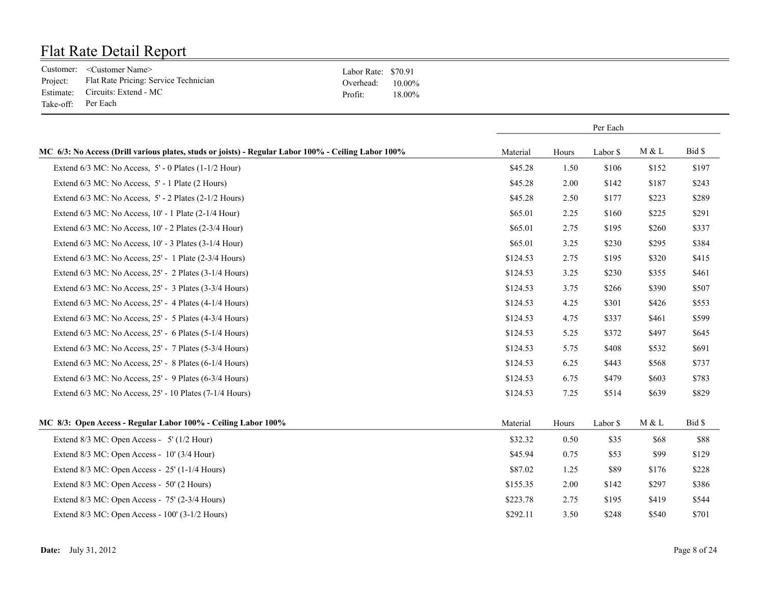# Flat Rate Detail Report

Customer: <Customer Name>
Project: Flat Rate Pricing: Service Technician
Estimate: Circuits: Extend - MC
Take-off: Per Each

Labor Rate: $70.91
Overhead: 10.00%
Profit: 18.00%

| | Per Each | | | | |
|---|---|---|---|---|---|
| **MC 6/3: No Access (Drill various plates, studs or joists) - Regular Labor 100% - Ceiling Labor 100%** | Material | Hours | Labor $ | M & L | Bid $ |
| Extend 6/3 MC: No Access, 5' - 0 Plates (1-1/2 Hour) | $45.28 | 1.50 | $106 | $152 | $197 |
| Extend 6/3 MC: No Access, 5' - 1 Plate (2 Hours) | $45.28 | 2.00 | $142 | $187 | $243 |
| Extend 6/3 MC: No Access, 5' - 2 Plates (2-1/2 Hours) | $45.28 | 2.50 | $177 | $223 | $289 |
| Extend 6/3 MC: No Access, 10' - 1 Plate (2-1/4 Hour) | $65.01 | 2.25 | $160 | $225 | $291 |
| Extend 6/3 MC: No Access, 10' - 2 Plates (2-3/4 Hour) | $65.01 | 2.75 | $195 | $260 | $337 |
| Extend 6/3 MC: No Access, 10' - 3 Plates (3-1/4 Hour) | $65.01 | 3.25 | $230 | $295 | $384 |
| Extend 6/3 MC: No Access, 25' - 1 Plate (2-3/4 Hours) | $124.53 | 2.75 | $195 | $320 | $415 |
| Extend 6/3 MC: No Access, 25' - 2 Plates (3-1/4 Hours) | $124.53 | 3.25 | $230 | $355 | $461 |
| Extend 6/3 MC: No Access, 25' - 3 Plates (3-3/4 Hours) | $124.53 | 3.75 | $266 | $390 | $507 |
| Extend 6/3 MC: No Access, 25' - 4 Plates (4-1/4 Hours) | $124.53 | 4.25 | $301 | $426 | $553 |
| Extend 6/3 MC: No Access, 25' - 5 Plates (4-3/4 Hours) | $124.53 | 4.75 | $337 | $461 | $599 |
| Extend 6/3 MC: No Access, 25' - 6 Plates (5-1/4 Hours) | $124.53 | 5.25 | $372 | $497 | $645 |
| Extend 6/3 MC: No Access, 25' - 7 Plates (5-3/4 Hours) | $124.53 | 5.75 | $408 | $532 | $691 |
| Extend 6/3 MC: No Access, 25' - 8 Plates (6-1/4 Hours) | $124.53 | 6.25 | $443 | $568 | $737 |
| Extend 6/3 MC: No Access, 25' - 9 Plates (6-3/4 Hours) | $124.53 | 6.75 | $479 | $603 | $783 |
| Extend 6/3 MC: No Access, 25' - 10 Plates (7-1/4 Hours) | $124.53 | 7.25 | $514 | $639 | $829 |
| **MC 8/3: Open Access - Regular Labor 100% - Ceiling Labor 100%** | Material | Hours | Labor $ | M & L | Bid $ |
| Extend 8/3 MC: Open Access - 5' (1/2 Hour) | $32.32 | 0.50 | $35 | $68 | $88 |
| Extend 8/3 MC: Open Access - 10' (3/4 Hour) | $45.94 | 0.75 | $53 | $99 | $129 |
| Extend 8/3 MC: Open Access - 25' (1-1/4 Hours) | $87.02 | 1.25 | $89 | $176 | $228 |
| Extend 8/3 MC: Open Access - 50' (2 Hours) | $155.35 | 2.00 | $142 | $297 | $386 |
| Extend 8/3 MC: Open Access - 75' (2-3/4 Hours) | $223.78 | 2.75 | $195 | $419 | $544 |
| Extend 8/3 MC: Open Access - 100' (3-1/2 Hours) | $292.11 | 3.50 | $248 | $540 | $701 |

**Date:** July 31, 2012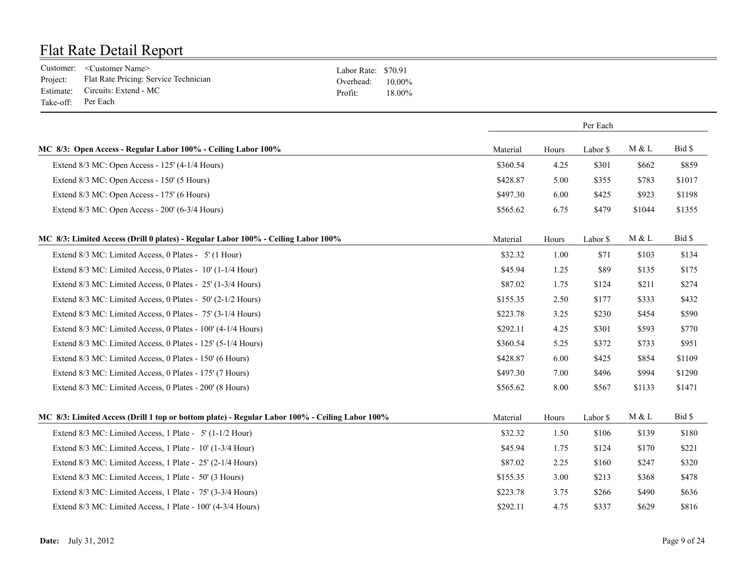# Flat Rate Detail Report

Customer: <Customer Name>
Project: Flat Rate Pricing: Service Technician
Estimate: Circuits: Extend - MC
Take-off: Per Each

Labor Rate: $70.91
Overhead: 10.00%
Profit: 18.00%

| | Per Each | | | | |
|---|---|---|---|---|---|
| **MC 8/3: Open Access - Regular Labor 100% - Ceiling Labor 100%** | Material | Hours | Labor $ | M & L | Bid $ |
| Extend 8/3 MC: Open Access - 125' (4-1/4 Hours) | $360.54 | 4.25 | $301 | $662 | $859 |
| Extend 8/3 MC: Open Access - 150' (5 Hours) | $428.87 | 5.00 | $355 | $783 | $1017 |
| Extend 8/3 MC: Open Access - 175' (6 Hours) | $497.30 | 6.00 | $425 | $923 | $1198 |
| Extend 8/3 MC: Open Access - 200' (6-3/4 Hours) | $565.62 | 6.75 | $479 | $1044 | $1355 |
| **MC 8/3: Limited Access (Drill 0 plates) - Regular Labor 100% - Ceiling Labor 100%** | Material | Hours | Labor $ | M & L | Bid $ |
| Extend 8/3 MC: Limited Access, 0 Plates - 5' (1 Hour) | $32.32 | 1.00 | $71 | $103 | $134 |
| Extend 8/3 MC: Limited Access, 0 Plates - 10' (1-1/4 Hour) | $45.94 | 1.25 | $89 | $135 | $175 |
| Extend 8/3 MC: Limited Access, 0 Plates - 25' (1-3/4 Hours) | $87.02 | 1.75 | $124 | $211 | $274 |
| Extend 8/3 MC: Limited Access, 0 Plates - 50' (2-1/2 Hours) | $155.35 | 2.50 | $177 | $333 | $432 |
| Extend 8/3 MC: Limited Access, 0 Plates - 75' (3-1/4 Hours) | $223.78 | 3.25 | $230 | $454 | $590 |
| Extend 8/3 MC: Limited Access, 0 Plates - 100' (4-1/4 Hours) | $292.11 | 4.25 | $301 | $593 | $770 |
| Extend 8/3 MC: Limited Access, 0 Plates - 125' (5-1/4 Hours) | $360.54 | 5.25 | $372 | $733 | $951 |
| Extend 8/3 MC: Limited Access, 0 Plates - 150' (6 Hours) | $428.87 | 6.00 | $425 | $854 | $1109 |
| Extend 8/3 MC: Limited Access, 0 Plates - 175' (7 Hours) | $497.30 | 7.00 | $496 | $994 | $1290 |
| Extend 8/3 MC: Limited Access, 0 Plates - 200' (8 Hours) | $565.62 | 8.00 | $567 | $1133 | $1471 |
| **MC 8/3: Limited Access (Drill 1 top or bottom plate) - Regular Labor 100% - Ceiling Labor 100%** | Material | Hours | Labor $ | M & L | Bid $ |
| Extend 8/3 MC: Limited Access, 1 Plate - 5' (1-1/2 Hour) | $32.32 | 1.50 | $106 | $139 | $180 |
| Extend 8/3 MC: Limited Access, 1 Plate - 10' (1-3/4 Hour) | $45.94 | 1.75 | $124 | $170 | $221 |
| Extend 8/3 MC: Limited Access, 1 Plate - 25' (2-1/4 Hours) | $87.02 | 2.25 | $160 | $247 | $320 |
| Extend 8/3 MC: Limited Access, 1 Plate - 50' (3 Hours) | $155.35 | 3.00 | $213 | $368 | $478 |
| Extend 8/3 MC: Limited Access, 1 Plate - 75' (3-3/4 Hours) | $223.78 | 3.75 | $266 | $490 | $636 |
| Extend 8/3 MC: Limited Access, 1 Plate - 100' (4-3/4 Hours) | $292.11 | 4.75 | $337 | $629 | $816 |

**Date:** July 31, 2012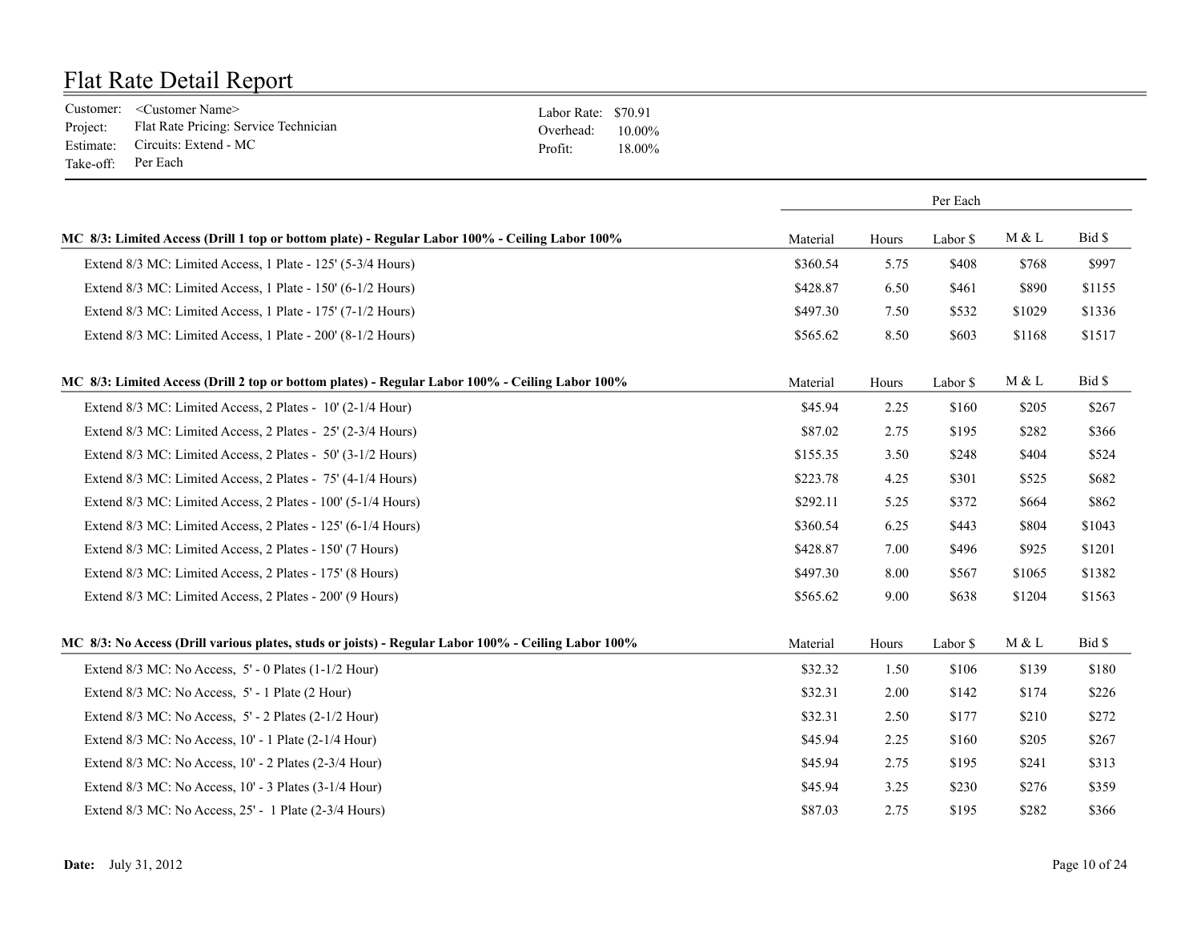# Flat Rate Detail Report

Customer: <Customer Name>
Project: Flat Rate Pricing: Service Technician
Estimate: Circuits: Extend - MC
Take-off: Per Each

Labor Rate: $70.91
Overhead: 10.00%
Profit: 18.00%

| | Per Each | | | | |
|---|---|---|---|---|---|
| **MC 8/3: Limited Access (Drill 1 top or bottom plate) - Regular Labor 100% - Ceiling Labor 100%** | Material | Hours | Labor $ | M & L | Bid $ |
| Extend 8/3 MC: Limited Access, 1 Plate - 125' (5-3/4 Hours) | $360.54 | 5.75 | $408 | $768 | $997 |
| Extend 8/3 MC: Limited Access, 1 Plate - 150' (6-1/2 Hours) | $428.87 | 6.50 | $461 | $890 | $1155 |
| Extend 8/3 MC: Limited Access, 1 Plate - 175' (7-1/2 Hours) | $497.30 | 7.50 | $532 | $1029 | $1336 |
| Extend 8/3 MC: Limited Access, 1 Plate - 200' (8-1/2 Hours) | $565.62 | 8.50 | $603 | $1168 | $1517 |
| **MC 8/3: Limited Access (Drill 2 top or bottom plates) - Regular Labor 100% - Ceiling Labor 100%** | Material | Hours | Labor $ | M & L | Bid $ |
| Extend 8/3 MC: Limited Access, 2 Plates - 10' (2-1/4 Hour) | $45.94 | 2.25 | $160 | $205 | $267 |
| Extend 8/3 MC: Limited Access, 2 Plates - 25' (2-3/4 Hours) | $87.02 | 2.75 | $195 | $282 | $366 |
| Extend 8/3 MC: Limited Access, 2 Plates - 50' (3-1/2 Hours) | $155.35 | 3.50 | $248 | $404 | $524 |
| Extend 8/3 MC: Limited Access, 2 Plates - 75' (4-1/4 Hours) | $223.78 | 4.25 | $301 | $525 | $682 |
| Extend 8/3 MC: Limited Access, 2 Plates - 100' (5-1/4 Hours) | $292.11 | 5.25 | $372 | $664 | $862 |
| Extend 8/3 MC: Limited Access, 2 Plates - 125' (6-1/4 Hours) | $360.54 | 6.25 | $443 | $804 | $1043 |
| Extend 8/3 MC: Limited Access, 2 Plates - 150' (7 Hours) | $428.87 | 7.00 | $496 | $925 | $1201 |
| Extend 8/3 MC: Limited Access, 2 Plates - 175' (8 Hours) | $497.30 | 8.00 | $567 | $1065 | $1382 |
| Extend 8/3 MC: Limited Access, 2 Plates - 200' (9 Hours) | $565.62 | 9.00 | $638 | $1204 | $1563 |
| **MC 8/3: No Access (Drill various plates, studs or joists) - Regular Labor 100% - Ceiling Labor 100%** | Material | Hours | Labor $ | M & L | Bid $ |
| Extend 8/3 MC: No Access, 5' - 0 Plates (1-1/2 Hour) | $32.32 | 1.50 | $106 | $139 | $180 |
| Extend 8/3 MC: No Access, 5' - 1 Plate (2 Hour) | $32.31 | 2.00 | $142 | $174 | $226 |
| Extend 8/3 MC: No Access, 5' - 2 Plates (2-1/2 Hour) | $32.31 | 2.50 | $177 | $210 | $272 |
| Extend 8/3 MC: No Access, 10' - 1 Plate (2-1/4 Hour) | $45.94 | 2.25 | $160 | $205 | $267 |
| Extend 8/3 MC: No Access, 10' - 2 Plates (2-3/4 Hour) | $45.94 | 2.75 | $195 | $241 | $313 |
| Extend 8/3 MC: No Access, 10' - 3 Plates (3-1/4 Hour) | $45.94 | 3.25 | $230 | $276 | $359 |
| Extend 8/3 MC: No Access, 25' - 1 Plate (2-3/4 Hours) | $87.03 | 2.75 | $195 | $282 | $366 |

**Date:** July 31, 2012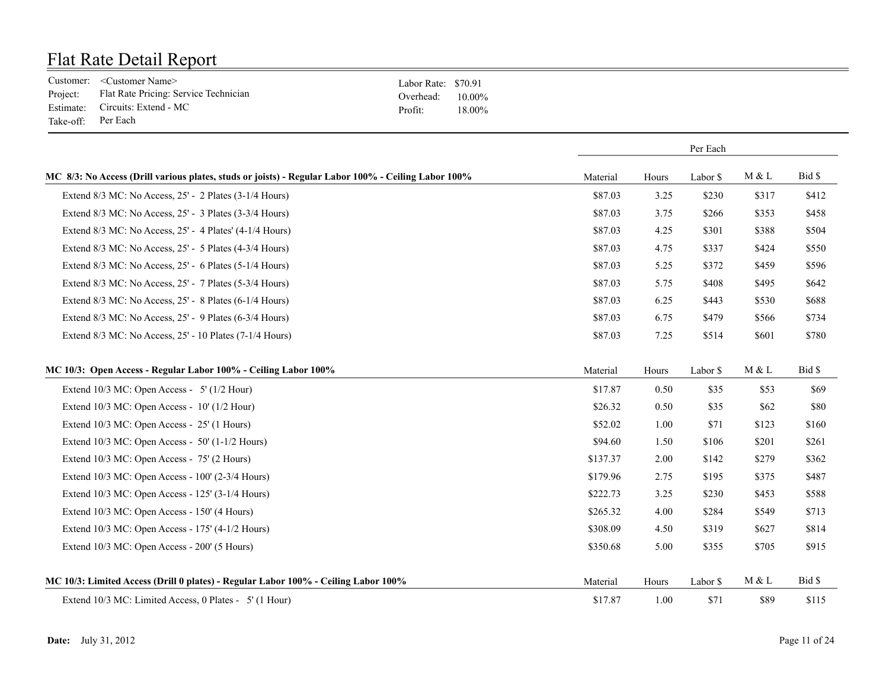# Flat Rate Detail Report

Customer: <Customer Name>
Project: Flat Rate Pricing: Service Technician
Estimate: Circuits: Extend - MC
Take-off: Per Each

Labor Rate: $70.91
Overhead: 10.00%
Profit: 18.00%

| | Per Each | | | | |
|---|---|---|---|---|---|
| **MC 8/3: No Access (Drill various plates, studs or joists) - Regular Labor 100% - Ceiling Labor 100%** | Material | Hours | Labor $ | M & L | Bid $ |
| Extend 8/3 MC: No Access, 25' - 2 Plates (3-1/4 Hours) | $87.03 | 3.25 | $230 | $317 | $412 |
| Extend 8/3 MC: No Access, 25' - 3 Plates (3-3/4 Hours) | $87.03 | 3.75 | $266 | $353 | $458 |
| Extend 8/3 MC: No Access, 25' - 4 Plates' (4-1/4 Hours) | $87.03 | 4.25 | $301 | $388 | $504 |
| Extend 8/3 MC: No Access, 25' - 5 Plates (4-3/4 Hours) | $87.03 | 4.75 | $337 | $424 | $550 |
| Extend 8/3 MC: No Access, 25' - 6 Plates (5-1/4 Hours) | $87.03 | 5.25 | $372 | $459 | $596 |
| Extend 8/3 MC: No Access, 25' - 7 Plates (5-3/4 Hours) | $87.03 | 5.75 | $408 | $495 | $642 |
| Extend 8/3 MC: No Access, 25' - 8 Plates (6-1/4 Hours) | $87.03 | 6.25 | $443 | $530 | $688 |
| Extend 8/3 MC: No Access, 25' - 9 Plates (6-3/4 Hours) | $87.03 | 6.75 | $479 | $566 | $734 |
| Extend 8/3 MC: No Access, 25' - 10 Plates (7-1/4 Hours) | $87.03 | 7.25 | $514 | $601 | $780 |
| **MC 10/3: Open Access - Regular Labor 100% - Ceiling Labor 100%** | Material | Hours | Labor $ | M & L | Bid $ |
| Extend 10/3 MC: Open Access - 5' (1/2 Hour) | $17.87 | 0.50 | $35 | $53 | $69 |
| Extend 10/3 MC: Open Access - 10' (1/2 Hour) | $26.32 | 0.50 | $35 | $62 | $80 |
| Extend 10/3 MC: Open Access - 25' (1 Hours) | $52.02 | 1.00 | $71 | $123 | $160 |
| Extend 10/3 MC: Open Access - 50' (1-1/2 Hours) | $94.60 | 1.50 | $106 | $201 | $261 |
| Extend 10/3 MC: Open Access - 75' (2 Hours) | $137.37 | 2.00 | $142 | $279 | $362 |
| Extend 10/3 MC: Open Access - 100' (2-3/4 Hours) | $179.96 | 2.75 | $195 | $375 | $487 |
| Extend 10/3 MC: Open Access - 125' (3-1/4 Hours) | $222.73 | 3.25 | $230 | $453 | $588 |
| Extend 10/3 MC: Open Access - 150' (4 Hours) | $265.32 | 4.00 | $284 | $549 | $713 |
| Extend 10/3 MC: Open Access - 175' (4-1/2 Hours) | $308.09 | 4.50 | $319 | $627 | $814 |
| Extend 10/3 MC: Open Access - 200' (5 Hours) | $350.68 | 5.00 | $355 | $705 | $915 |
| **MC 10/3: Limited Access (Drill 0 plates) - Regular Labor 100% - Ceiling Labor 100%** | Material | Hours | Labor $ | M & L | Bid $ |
| Extend 10/3 MC: Limited Access, 0 Plates - 5' (1 Hour) | $17.87 | 1.00 | $71 | $89 | $115 |

**Date:** July 31, 2012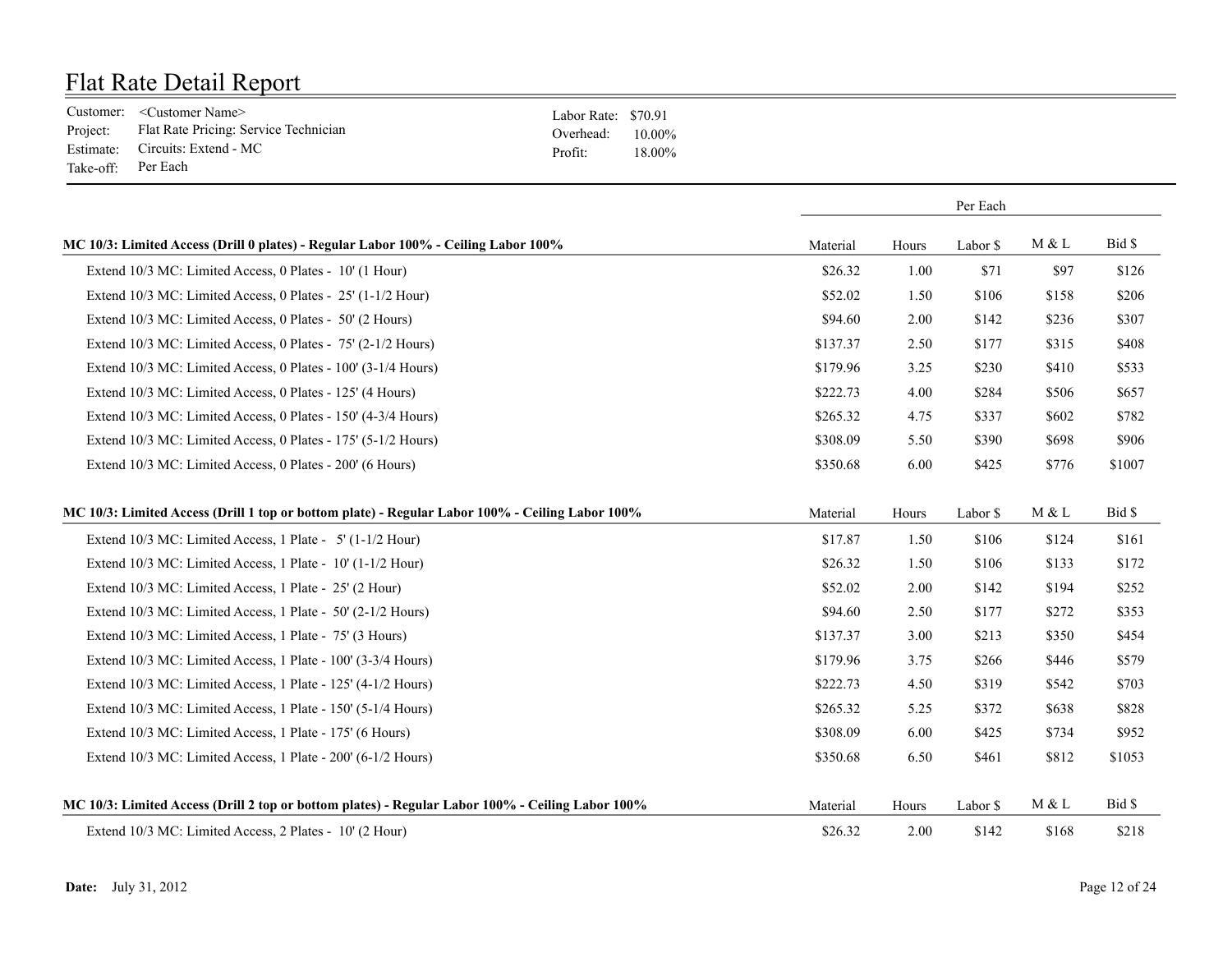# Flat Rate Detail Report

Customer: <Customer Name>
Project: Flat Rate Pricing: Service Technician
Estimate: Circuits: Extend - MC
Take-off: Per Each

Labor Rate: $70.91
Overhead: 10.00%
Profit: 18.00%

| | Per Each | | | | |
|---|---|---|---|---|---|
| **MC 10/3: Limited Access (Drill 0 plates) - Regular Labor 100% - Ceiling Labor 100%** | Material | Hours | Labor $ | M & L | Bid $ |
| Extend 10/3 MC: Limited Access, 0 Plates - 10' (1 Hour) | $26.32 | 1.00 | $71 | $97 | $126 |
| Extend 10/3 MC: Limited Access, 0 Plates - 25' (1-1/2 Hour) | $52.02 | 1.50 | $106 | $158 | $206 |
| Extend 10/3 MC: Limited Access, 0 Plates - 50' (2 Hours) | $94.60 | 2.00 | $142 | $236 | $307 |
| Extend 10/3 MC: Limited Access, 0 Plates - 75' (2-1/2 Hours) | $137.37 | 2.50 | $177 | $315 | $408 |
| Extend 10/3 MC: Limited Access, 0 Plates - 100' (3-1/4 Hours) | $179.96 | 3.25 | $230 | $410 | $533 |
| Extend 10/3 MC: Limited Access, 0 Plates - 125' (4 Hours) | $222.73 | 4.00 | $284 | $506 | $657 |
| Extend 10/3 MC: Limited Access, 0 Plates - 150' (4-3/4 Hours) | $265.32 | 4.75 | $337 | $602 | $782 |
| Extend 10/3 MC: Limited Access, 0 Plates - 175' (5-1/2 Hours) | $308.09 | 5.50 | $390 | $698 | $906 |
| Extend 10/3 MC: Limited Access, 0 Plates - 200' (6 Hours) | $350.68 | 6.00 | $425 | $776 | $1007 |
| **MC 10/3: Limited Access (Drill 1 top or bottom plate) - Regular Labor 100% - Ceiling Labor 100%** | Material | Hours | Labor $ | M & L | Bid $ |
| Extend 10/3 MC: Limited Access, 1 Plate - 5' (1-1/2 Hour) | $17.87 | 1.50 | $106 | $124 | $161 |
| Extend 10/3 MC: Limited Access, 1 Plate - 10' (1-1/2 Hour) | $26.32 | 1.50 | $106 | $133 | $172 |
| Extend 10/3 MC: Limited Access, 1 Plate - 25' (2 Hour) | $52.02 | 2.00 | $142 | $194 | $252 |
| Extend 10/3 MC: Limited Access, 1 Plate - 50' (2-1/2 Hours) | $94.60 | 2.50 | $177 | $272 | $353 |
| Extend 10/3 MC: Limited Access, 1 Plate - 75' (3 Hours) | $137.37 | 3.00 | $213 | $350 | $454 |
| Extend 10/3 MC: Limited Access, 1 Plate - 100' (3-3/4 Hours) | $179.96 | 3.75 | $266 | $446 | $579 |
| Extend 10/3 MC: Limited Access, 1 Plate - 125' (4-1/2 Hours) | $222.73 | 4.50 | $319 | $542 | $703 |
| Extend 10/3 MC: Limited Access, 1 Plate - 150' (5-1/4 Hours) | $265.32 | 5.25 | $372 | $638 | $828 |
| Extend 10/3 MC: Limited Access, 1 Plate - 175' (6 Hours) | $308.09 | 6.00 | $425 | $734 | $952 |
| Extend 10/3 MC: Limited Access, 1 Plate - 200' (6-1/2 Hours) | $350.68 | 6.50 | $461 | $812 | $1053 |
| **MC 10/3: Limited Access (Drill 2 top or bottom plates) - Regular Labor 100% - Ceiling Labor 100%** | Material | Hours | Labor $ | M & L | Bid $ |
| Extend 10/3 MC: Limited Access, 2 Plates - 10' (2 Hour) | $26.32 | 2.00 | $142 | $168 | $218 |

**Date:** July 31, 2012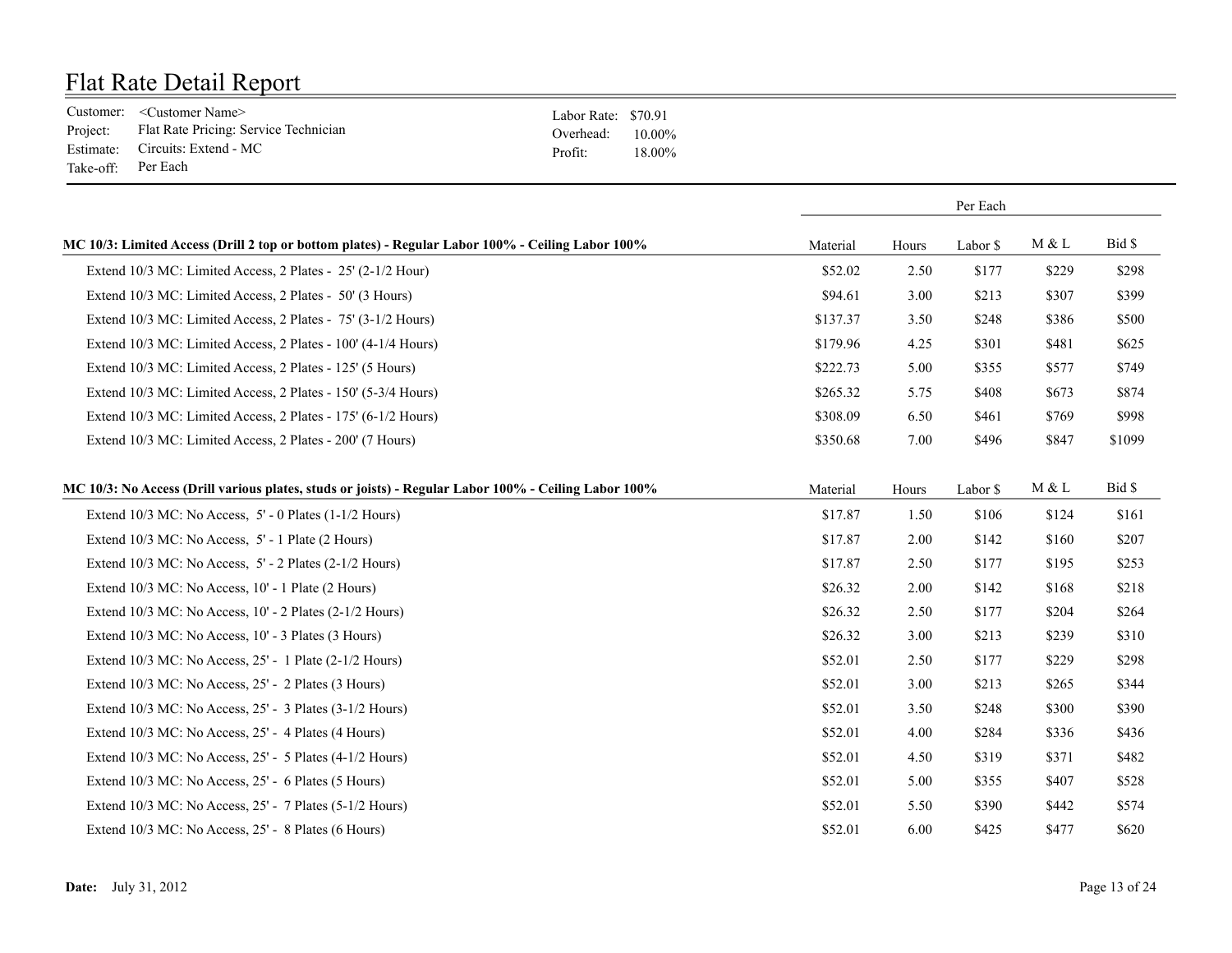# Flat Rate Detail Report

Customer: <Customer Name>
Project: Flat Rate Pricing: Service Technician
Estimate: Circuits: Extend - MC
Take-off: Per Each

Labor Rate: $70.91
Overhead: 10.00%
Profit: 18.00%

| | Per Each | | | | |
|---|---|---|---|---|---|
| **MC 10/3: Limited Access (Drill 2 top or bottom plates) - Regular Labor 100% - Ceiling Labor 100%** | Material | Hours | Labor $ | M & L | Bid $ |
| Extend 10/3 MC: Limited Access, 2 Plates - 25' (2-1/2 Hour) | $52.02 | 2.50 | $177 | $229 | $298 |
| Extend 10/3 MC: Limited Access, 2 Plates - 50' (3 Hours) | $94.61 | 3.00 | $213 | $307 | $399 |
| Extend 10/3 MC: Limited Access, 2 Plates - 75' (3-1/2 Hours) | $137.37 | 3.50 | $248 | $386 | $500 |
| Extend 10/3 MC: Limited Access, 2 Plates - 100' (4-1/4 Hours) | $179.96 | 4.25 | $301 | $481 | $625 |
| Extend 10/3 MC: Limited Access, 2 Plates - 125' (5 Hours) | $222.73 | 5.00 | $355 | $577 | $749 |
| Extend 10/3 MC: Limited Access, 2 Plates - 150' (5-3/4 Hours) | $265.32 | 5.75 | $408 | $673 | $874 |
| Extend 10/3 MC: Limited Access, 2 Plates - 175' (6-1/2 Hours) | $308.09 | 6.50 | $461 | $769 | $998 |
| Extend 10/3 MC: Limited Access, 2 Plates - 200' (7 Hours) | $350.68 | 7.00 | $496 | $847 | $1099 |

| **MC 10/3: No Access (Drill various plates, studs or joists) - Regular Labor 100% - Ceiling Labor 100%** | Material | Hours | Labor $ | M & L | Bid $ |
|---|---|---|---|---|---|
| Extend 10/3 MC: No Access, 5' - 0 Plates (1-1/2 Hours) | $17.87 | 1.50 | $106 | $124 | $161 |
| Extend 10/3 MC: No Access, 5' - 1 Plate (2 Hours) | $17.87 | 2.00 | $142 | $160 | $207 |
| Extend 10/3 MC: No Access, 5' - 2 Plates (2-1/2 Hours) | $17.87 | 2.50 | $177 | $195 | $253 |
| Extend 10/3 MC: No Access, 10' - 1 Plate (2 Hours) | $26.32 | 2.00 | $142 | $168 | $218 |
| Extend 10/3 MC: No Access, 10' - 2 Plates (2-1/2 Hours) | $26.32 | 2.50 | $177 | $204 | $264 |
| Extend 10/3 MC: No Access, 10' - 3 Plates (3 Hours) | $26.32 | 3.00 | $213 | $239 | $310 |
| Extend 10/3 MC: No Access, 25' - 1 Plate (2-1/2 Hours) | $52.01 | 2.50 | $177 | $229 | $298 |
| Extend 10/3 MC: No Access, 25' - 2 Plates (3 Hours) | $52.01 | 3.00 | $213 | $265 | $344 |
| Extend 10/3 MC: No Access, 25' - 3 Plates (3-1/2 Hours) | $52.01 | 3.50 | $248 | $300 | $390 |
| Extend 10/3 MC: No Access, 25' - 4 Plates (4 Hours) | $52.01 | 4.00 | $284 | $336 | $436 |
| Extend 10/3 MC: No Access, 25' - 5 Plates (4-1/2 Hours) | $52.01 | 4.50 | $319 | $371 | $482 |
| Extend 10/3 MC: No Access, 25' - 6 Plates (5 Hours) | $52.01 | 5.00 | $355 | $407 | $528 |
| Extend 10/3 MC: No Access, 25' - 7 Plates (5-1/2 Hours) | $52.01 | 5.50 | $390 | $442 | $574 |
| Extend 10/3 MC: No Access, 25' - 8 Plates (6 Hours) | $52.01 | 6.00 | $425 | $477 | $620 |

**Date:** July 31, 2012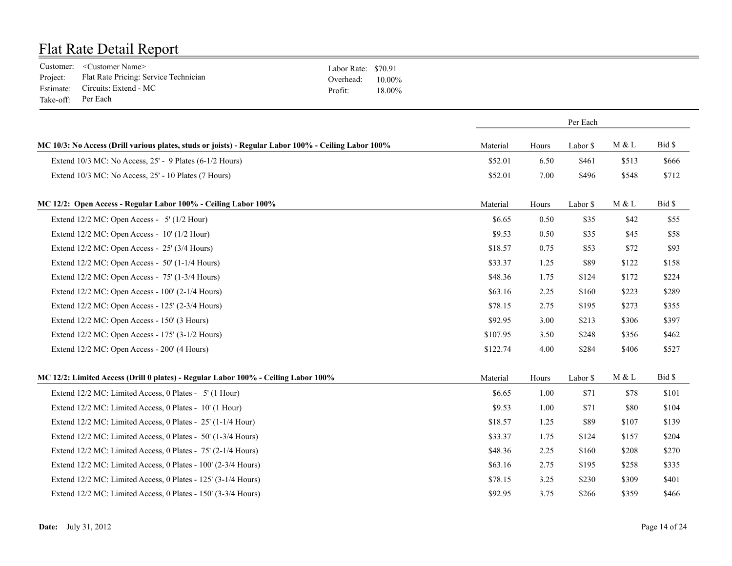# Flat Rate Detail Report

Customer: <Customer Name>
Project: Flat Rate Pricing: Service Technician
Estimate: Circuits: Extend - MC
Take-off: Per Each

Labor Rate: $70.91
Overhead: 10.00%
Profit: 18.00%

| | Per Each | | | | |
|---|---|---|---|---|---|
| **MC 10/3: No Access (Drill various plates, studs or joists) - Regular Labor 100% - Ceiling Labor 100%** | Material | Hours | Labor $ | M & L | Bid $ |
| Extend 10/3 MC: No Access, 25' - 9 Plates (6-1/2 Hours) | $52.01 | 6.50 | $461 | $513 | $666 |
| Extend 10/3 MC: No Access, 25' - 10 Plates (7 Hours) | $52.01 | 7.00 | $496 | $548 | $712 |
| **MC 12/2: Open Access - Regular Labor 100% - Ceiling Labor 100%** | Material | Hours | Labor $ | M & L | Bid $ |
| Extend 12/2 MC: Open Access - 5' (1/2 Hour) | $6.65 | 0.50 | $35 | $42 | $55 |
| Extend 12/2 MC: Open Access - 10' (1/2 Hour) | $9.53 | 0.50 | $35 | $45 | $58 |
| Extend 12/2 MC: Open Access - 25' (3/4 Hours) | $18.57 | 0.75 | $53 | $72 | $93 |
| Extend 12/2 MC: Open Access - 50' (1-1/4 Hours) | $33.37 | 1.25 | $89 | $122 | $158 |
| Extend 12/2 MC: Open Access - 75' (1-3/4 Hours) | $48.36 | 1.75 | $124 | $172 | $224 |
| Extend 12/2 MC: Open Access - 100' (2-1/4 Hours) | $63.16 | 2.25 | $160 | $223 | $289 |
| Extend 12/2 MC: Open Access - 125' (2-3/4 Hours) | $78.15 | 2.75 | $195 | $273 | $355 |
| Extend 12/2 MC: Open Access - 150' (3 Hours) | $92.95 | 3.00 | $213 | $306 | $397 |
| Extend 12/2 MC: Open Access - 175' (3-1/2 Hours) | $107.95 | 3.50 | $248 | $356 | $462 |
| Extend 12/2 MC: Open Access - 200' (4 Hours) | $122.74 | 4.00 | $284 | $406 | $527 |
| **MC 12/2: Limited Access (Drill 0 plates) - Regular Labor 100% - Ceiling Labor 100%** | Material | Hours | Labor $ | M & L | Bid $ |
| Extend 12/2 MC: Limited Access, 0 Plates - 5' (1 Hour) | $6.65 | 1.00 | $71 | $78 | $101 |
| Extend 12/2 MC: Limited Access, 0 Plates - 10' (1 Hour) | $9.53 | 1.00 | $71 | $80 | $104 |
| Extend 12/2 MC: Limited Access, 0 Plates - 25' (1-1/4 Hour) | $18.57 | 1.25 | $89 | $107 | $139 |
| Extend 12/2 MC: Limited Access, 0 Plates - 50' (1-3/4 Hours) | $33.37 | 1.75 | $124 | $157 | $204 |
| Extend 12/2 MC: Limited Access, 0 Plates - 75' (2-1/4 Hours) | $48.36 | 2.25 | $160 | $208 | $270 |
| Extend 12/2 MC: Limited Access, 0 Plates - 100' (2-3/4 Hours) | $63.16 | 2.75 | $195 | $258 | $335 |
| Extend 12/2 MC: Limited Access, 0 Plates - 125' (3-1/4 Hours) | $78.15 | 3.25 | $230 | $309 | $401 |
| Extend 12/2 MC: Limited Access, 0 Plates - 150' (3-3/4 Hours) | $92.95 | 3.75 | $266 | $359 | $466 |

**Date:** July 31, 2012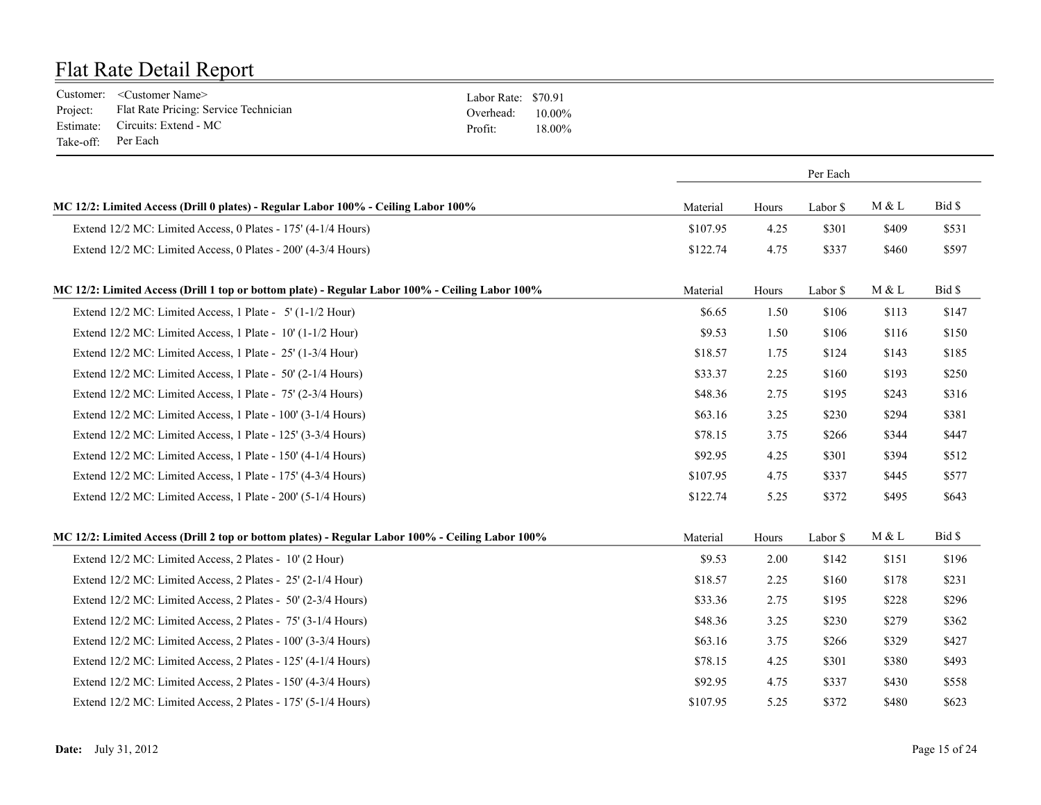# Flat Rate Detail Report

Customer: <Customer Name>
Project: Flat Rate Pricing: Service Technician
Estimate: Circuits: Extend - MC
Take-off: Per Each

Labor Rate: $70.91
Overhead: 10.00%
Profit: 18.00%

| | Per Each | | | | |
|---|---|---|---|---|---|
| **MC 12/2: Limited Access (Drill 0 plates) - Regular Labor 100% - Ceiling Labor 100%** | Material | Hours | Labor $ | M & L | Bid $ |
| Extend 12/2 MC: Limited Access, 0 Plates - 175' (4-1/4 Hours) | $107.95 | 4.25 | $301 | $409 | $531 |
| Extend 12/2 MC: Limited Access, 0 Plates - 200' (4-3/4 Hours) | $122.74 | 4.75 | $337 | $460 | $597 |
| **MC 12/2: Limited Access (Drill 1 top or bottom plate) - Regular Labor 100% - Ceiling Labor 100%** | Material | Hours | Labor $ | M & L | Bid $ |
| Extend 12/2 MC: Limited Access, 1 Plate - 5' (1-1/2 Hour) | $6.65 | 1.50 | $106 | $113 | $147 |
| Extend 12/2 MC: Limited Access, 1 Plate - 10' (1-1/2 Hour) | $9.53 | 1.50 | $106 | $116 | $150 |
| Extend 12/2 MC: Limited Access, 1 Plate - 25' (1-3/4 Hour) | $18.57 | 1.75 | $124 | $143 | $185 |
| Extend 12/2 MC: Limited Access, 1 Plate - 50' (2-1/4 Hours) | $33.37 | 2.25 | $160 | $193 | $250 |
| Extend 12/2 MC: Limited Access, 1 Plate - 75' (2-3/4 Hours) | $48.36 | 2.75 | $195 | $243 | $316 |
| Extend 12/2 MC: Limited Access, 1 Plate - 100' (3-1/4 Hours) | $63.16 | 3.25 | $230 | $294 | $381 |
| Extend 12/2 MC: Limited Access, 1 Plate - 125' (3-3/4 Hours) | $78.15 | 3.75 | $266 | $344 | $447 |
| Extend 12/2 MC: Limited Access, 1 Plate - 150' (4-1/4 Hours) | $92.95 | 4.25 | $301 | $394 | $512 |
| Extend 12/2 MC: Limited Access, 1 Plate - 175' (4-3/4 Hours) | $107.95 | 4.75 | $337 | $445 | $577 |
| Extend 12/2 MC: Limited Access, 1 Plate - 200' (5-1/4 Hours) | $122.74 | 5.25 | $372 | $495 | $643 |
| **MC 12/2: Limited Access (Drill 2 top or bottom plates) - Regular Labor 100% - Ceiling Labor 100%** | Material | Hours | Labor $ | M & L | Bid $ |
| Extend 12/2 MC: Limited Access, 2 Plates - 10' (2 Hour) | $9.53 | 2.00 | $142 | $151 | $196 |
| Extend 12/2 MC: Limited Access, 2 Plates - 25' (2-1/4 Hour) | $18.57 | 2.25 | $160 | $178 | $231 |
| Extend 12/2 MC: Limited Access, 2 Plates - 50' (2-3/4 Hours) | $33.36 | 2.75 | $195 | $228 | $296 |
| Extend 12/2 MC: Limited Access, 2 Plates - 75' (3-1/4 Hours) | $48.36 | 3.25 | $230 | $279 | $362 |
| Extend 12/2 MC: Limited Access, 2 Plates - 100' (3-3/4 Hours) | $63.16 | 3.75 | $266 | $329 | $427 |
| Extend 12/2 MC: Limited Access, 2 Plates - 125' (4-1/4 Hours) | $78.15 | 4.25 | $301 | $380 | $493 |
| Extend 12/2 MC: Limited Access, 2 Plates - 150' (4-3/4 Hours) | $92.95 | 4.75 | $337 | $430 | $558 |
| Extend 12/2 MC: Limited Access, 2 Plates - 175' (5-1/4 Hours) | $107.95 | 5.25 | $372 | $480 | $623 |

**Date:** July 31, 2012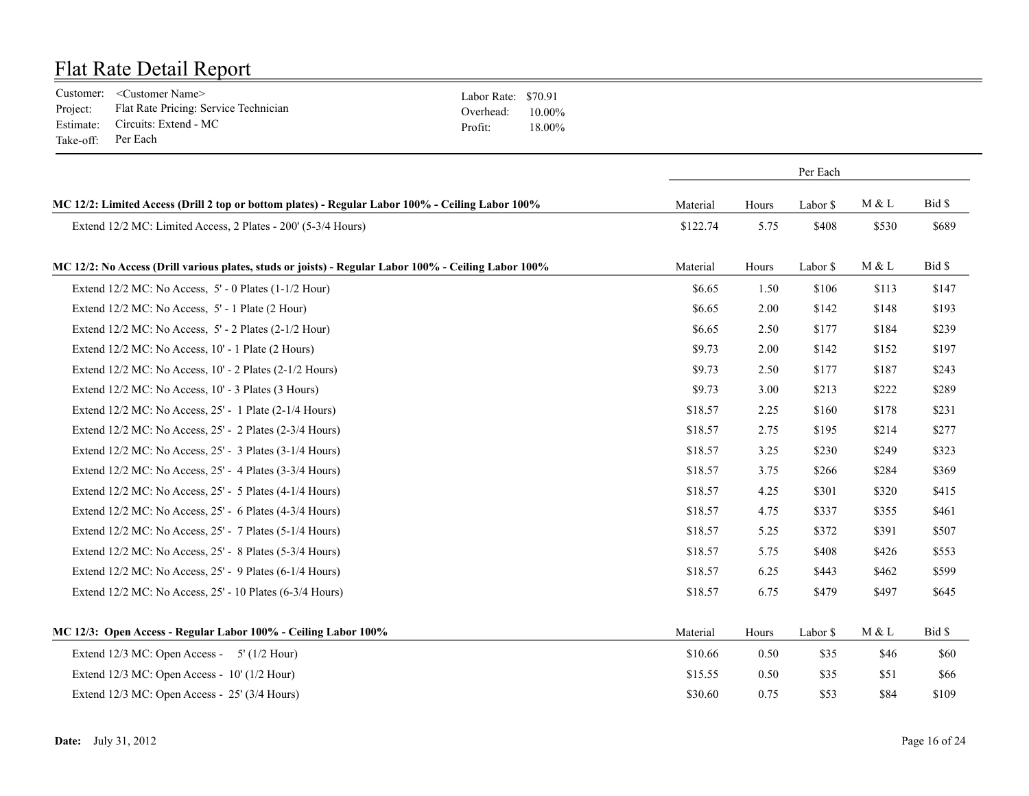# Flat Rate Detail Report

Customer: <Customer Name>
Project: Flat Rate Pricing: Service Technician
Estimate: Circuits: Extend - MC
Take-off: Per Each

Labor Rate: $70.91
Overhead: 10.00%
Profit: 18.00%

| | Per Each | | | | |
|---|---|---|---|---|---|
| **MC 12/2: Limited Access (Drill 2 top or bottom plates) - Regular Labor 100% - Ceiling Labor 100%** | Material | Hours | Labor $ | M & L | Bid $ |
| Extend 12/2 MC: Limited Access, 2 Plates - 200' (5-3/4 Hours) | $122.74 | 5.75 | $408 | $530 | $689 |
| **MC 12/2: No Access (Drill various plates, studs or joists) - Regular Labor 100% - Ceiling Labor 100%** | Material | Hours | Labor $ | M & L | Bid $ |
| Extend 12/2 MC: No Access, 5' - 0 Plates (1-1/2 Hour) | $6.65 | 1.50 | $106 | $113 | $147 |
| Extend 12/2 MC: No Access, 5' - 1 Plate (2 Hour) | $6.65 | 2.00 | $142 | $148 | $193 |
| Extend 12/2 MC: No Access, 5' - 2 Plates (2-1/2 Hour) | $6.65 | 2.50 | $177 | $184 | $239 |
| Extend 12/2 MC: No Access, 10' - 1 Plate (2 Hours) | $9.73 | 2.00 | $142 | $152 | $197 |
| Extend 12/2 MC: No Access, 10' - 2 Plates (2-1/2 Hours) | $9.73 | 2.50 | $177 | $187 | $243 |
| Extend 12/2 MC: No Access, 10' - 3 Plates (3 Hours) | $9.73 | 3.00 | $213 | $222 | $289 |
| Extend 12/2 MC: No Access, 25' - 1 Plate (2-1/4 Hours) | $18.57 | 2.25 | $160 | $178 | $231 |
| Extend 12/2 MC: No Access, 25' - 2 Plates (2-3/4 Hours) | $18.57 | 2.75 | $195 | $214 | $277 |
| Extend 12/2 MC: No Access, 25' - 3 Plates (3-1/4 Hours) | $18.57 | 3.25 | $230 | $249 | $323 |
| Extend 12/2 MC: No Access, 25' - 4 Plates (3-3/4 Hours) | $18.57 | 3.75 | $266 | $284 | $369 |
| Extend 12/2 MC: No Access, 25' - 5 Plates (4-1/4 Hours) | $18.57 | 4.25 | $301 | $320 | $415 |
| Extend 12/2 MC: No Access, 25' - 6 Plates (4-3/4 Hours) | $18.57 | 4.75 | $337 | $355 | $461 |
| Extend 12/2 MC: No Access, 25' - 7 Plates (5-1/4 Hours) | $18.57 | 5.25 | $372 | $391 | $507 |
| Extend 12/2 MC: No Access, 25' - 8 Plates (5-3/4 Hours) | $18.57 | 5.75 | $408 | $426 | $553 |
| Extend 12/2 MC: No Access, 25' - 9 Plates (6-1/4 Hours) | $18.57 | 6.25 | $443 | $462 | $599 |
| Extend 12/2 MC: No Access, 25' - 10 Plates (6-3/4 Hours) | $18.57 | 6.75 | $479 | $497 | $645 |
| **MC 12/3: Open Access - Regular Labor 100% - Ceiling Labor 100%** | Material | Hours | Labor $ | M & L | Bid $ |
| Extend 12/3 MC: Open Access - 5' (1/2 Hour) | $10.66 | 0.50 | $35 | $46 | $60 |
| Extend 12/3 MC: Open Access - 10' (1/2 Hour) | $15.55 | 0.50 | $35 | $51 | $66 |
| Extend 12/3 MC: Open Access - 25' (3/4 Hours) | $30.60 | 0.75 | $53 | $84 | $109 |

**Date:** July 31, 2012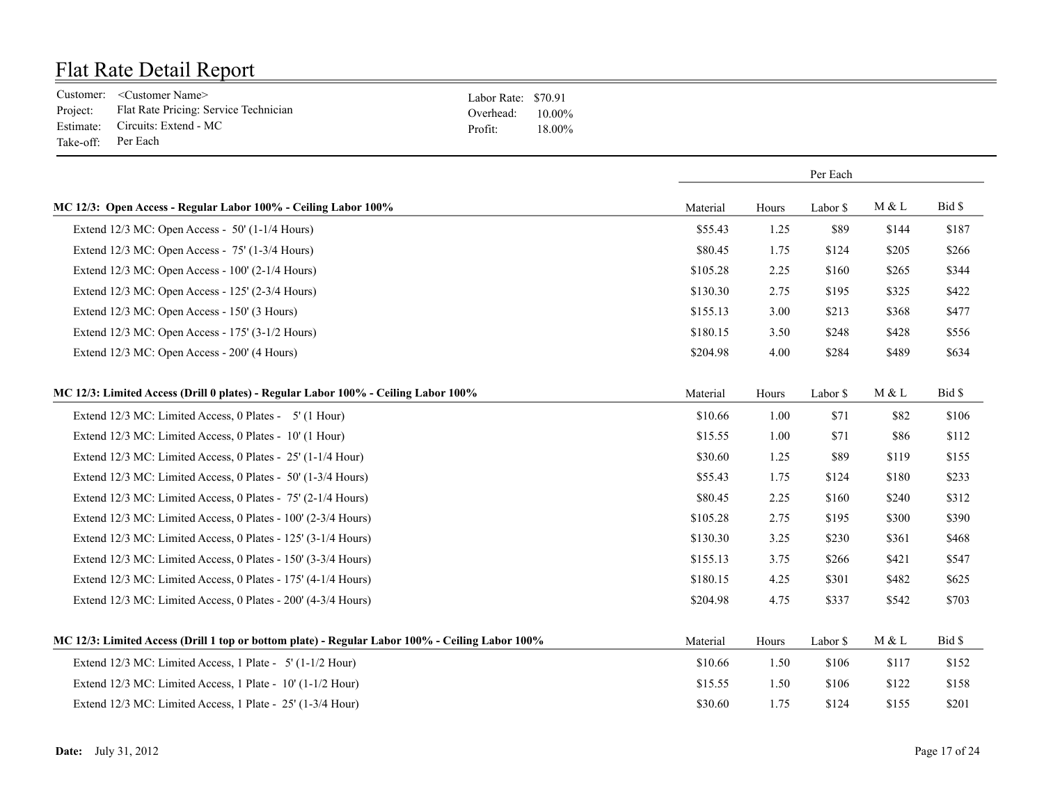# Flat Rate Detail Report

Customer: <Customer Name>
Project: Flat Rate Pricing: Service Technician
Estimate: Circuits: Extend - MC
Take-off: Per Each

Labor Rate: $70.91
Overhead: 10.00%
Profit: 18.00%

| | Per Each | | | | |
|---|---|---|---|---|---|
| **MC 12/3: Open Access - Regular Labor 100% - Ceiling Labor 100%** | Material | Hours | Labor $ | M & L | Bid $ |
| Extend 12/3 MC: Open Access - 50' (1-1/4 Hours) | $55.43 | 1.25 | $89 | $144 | $187 |
| Extend 12/3 MC: Open Access - 75' (1-3/4 Hours) | $80.45 | 1.75 | $124 | $205 | $266 |
| Extend 12/3 MC: Open Access - 100' (2-1/4 Hours) | $105.28 | 2.25 | $160 | $265 | $344 |
| Extend 12/3 MC: Open Access - 125' (2-3/4 Hours) | $130.30 | 2.75 | $195 | $325 | $422 |
| Extend 12/3 MC: Open Access - 150' (3 Hours) | $155.13 | 3.00 | $213 | $368 | $477 |
| Extend 12/3 MC: Open Access - 175' (3-1/2 Hours) | $180.15 | 3.50 | $248 | $428 | $556 |
| Extend 12/3 MC: Open Access - 200' (4 Hours) | $204.98 | 4.00 | $284 | $489 | $634 |
| **MC 12/3: Limited Access (Drill 0 plates) - Regular Labor 100% - Ceiling Labor 100%** | Material | Hours | Labor $ | M & L | Bid $ |
| Extend 12/3 MC: Limited Access, 0 Plates - 5' (1 Hour) | $10.66 | 1.00 | $71 | $82 | $106 |
| Extend 12/3 MC: Limited Access, 0 Plates - 10' (1 Hour) | $15.55 | 1.00 | $71 | $86 | $112 |
| Extend 12/3 MC: Limited Access, 0 Plates - 25' (1-1/4 Hour) | $30.60 | 1.25 | $89 | $119 | $155 |
| Extend 12/3 MC: Limited Access, 0 Plates - 50' (1-3/4 Hours) | $55.43 | 1.75 | $124 | $180 | $233 |
| Extend 12/3 MC: Limited Access, 0 Plates - 75' (2-1/4 Hours) | $80.45 | 2.25 | $160 | $240 | $312 |
| Extend 12/3 MC: Limited Access, 0 Plates - 100' (2-3/4 Hours) | $105.28 | 2.75 | $195 | $300 | $390 |
| Extend 12/3 MC: Limited Access, 0 Plates - 125' (3-1/4 Hours) | $130.30 | 3.25 | $230 | $361 | $468 |
| Extend 12/3 MC: Limited Access, 0 Plates - 150' (3-3/4 Hours) | $155.13 | 3.75 | $266 | $421 | $547 |
| Extend 12/3 MC: Limited Access, 0 Plates - 175' (4-1/4 Hours) | $180.15 | 4.25 | $301 | $482 | $625 |
| Extend 12/3 MC: Limited Access, 0 Plates - 200' (4-3/4 Hours) | $204.98 | 4.75 | $337 | $542 | $703 |
| **MC 12/3: Limited Access (Drill 1 top or bottom plate) - Regular Labor 100% - Ceiling Labor 100%** | Material | Hours | Labor $ | M & L | Bid $ |
| Extend 12/3 MC: Limited Access, 1 Plate - 5' (1-1/2 Hour) | $10.66 | 1.50 | $106 | $117 | $152 |
| Extend 12/3 MC: Limited Access, 1 Plate - 10' (1-1/2 Hour) | $15.55 | 1.50 | $106 | $122 | $158 |
| Extend 12/3 MC: Limited Access, 1 Plate - 25' (1-3/4 Hour) | $30.60 | 1.75 | $124 | $155 | $201 |

**Date:** July 31, 2012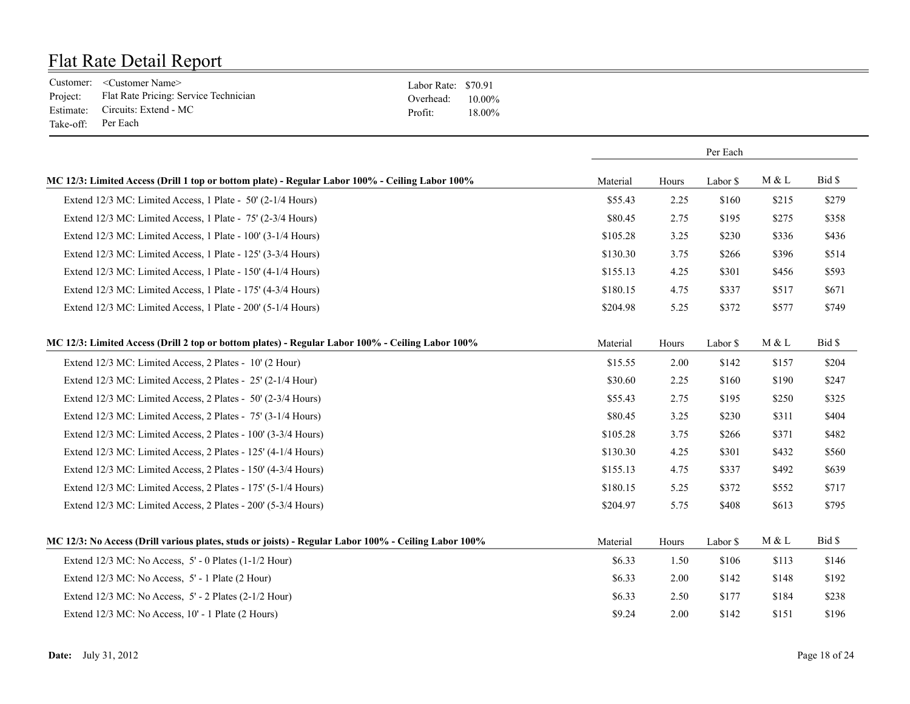# Flat Rate Detail Report

Customer: <Customer Name>
Project: Flat Rate Pricing: Service Technician
Estimate: Circuits: Extend - MC
Take-off: Per Each

Labor Rate: $70.91
Overhead: 10.00%
Profit: 18.00%

| | Per Each | | | | |
|---|---|---|---|---|---|
| **MC 12/3: Limited Access (Drill 1 top or bottom plate) - Regular Labor 100% - Ceiling Labor 100%** | Material | Hours | Labor $ | M & L | Bid $ |
| Extend 12/3 MC: Limited Access, 1 Plate - 50' (2-1/4 Hours) | $55.43 | 2.25 | $160 | $215 | $279 |
| Extend 12/3 MC: Limited Access, 1 Plate - 75' (2-3/4 Hours) | $80.45 | 2.75 | $195 | $275 | $358 |
| Extend 12/3 MC: Limited Access, 1 Plate - 100' (3-1/4 Hours) | $105.28 | 3.25 | $230 | $336 | $436 |
| Extend 12/3 MC: Limited Access, 1 Plate - 125' (3-3/4 Hours) | $130.30 | 3.75 | $266 | $396 | $514 |
| Extend 12/3 MC: Limited Access, 1 Plate - 150' (4-1/4 Hours) | $155.13 | 4.25 | $301 | $456 | $593 |
| Extend 12/3 MC: Limited Access, 1 Plate - 175' (4-3/4 Hours) | $180.15 | 4.75 | $337 | $517 | $671 |
| Extend 12/3 MC: Limited Access, 1 Plate - 200' (5-1/4 Hours) | $204.98 | 5.25 | $372 | $577 | $749 |
| **MC 12/3: Limited Access (Drill 2 top or bottom plates) - Regular Labor 100% - Ceiling Labor 100%** | Material | Hours | Labor $ | M & L | Bid $ |
| Extend 12/3 MC: Limited Access, 2 Plates - 10' (2 Hour) | $15.55 | 2.00 | $142 | $157 | $204 |
| Extend 12/3 MC: Limited Access, 2 Plates - 25' (2-1/4 Hour) | $30.60 | 2.25 | $160 | $190 | $247 |
| Extend 12/3 MC: Limited Access, 2 Plates - 50' (2-3/4 Hours) | $55.43 | 2.75 | $195 | $250 | $325 |
| Extend 12/3 MC: Limited Access, 2 Plates - 75' (3-1/4 Hours) | $80.45 | 3.25 | $230 | $311 | $404 |
| Extend 12/3 MC: Limited Access, 2 Plates - 100' (3-3/4 Hours) | $105.28 | 3.75 | $266 | $371 | $482 |
| Extend 12/3 MC: Limited Access, 2 Plates - 125' (4-1/4 Hours) | $130.30 | 4.25 | $301 | $432 | $560 |
| Extend 12/3 MC: Limited Access, 2 Plates - 150' (4-3/4 Hours) | $155.13 | 4.75 | $337 | $492 | $639 |
| Extend 12/3 MC: Limited Access, 2 Plates - 175' (5-1/4 Hours) | $180.15 | 5.25 | $372 | $552 | $717 |
| Extend 12/3 MC: Limited Access, 2 Plates - 200' (5-3/4 Hours) | $204.97 | 5.75 | $408 | $613 | $795 |
| **MC 12/3: No Access (Drill various plates, studs or joists) - Regular Labor 100% - Ceiling Labor 100%** | Material | Hours | Labor $ | M & L | Bid $ |
| Extend 12/3 MC: No Access, 5' - 0 Plates (1-1/2 Hour) | $6.33 | 1.50 | $106 | $113 | $146 |
| Extend 12/3 MC: No Access, 5' - 1 Plate (2 Hour) | $6.33 | 2.00 | $142 | $148 | $192 |
| Extend 12/3 MC: No Access, 5' - 2 Plates (2-1/2 Hour) | $6.33 | 2.50 | $177 | $184 | $238 |
| Extend 12/3 MC: No Access, 10' - 1 Plate (2 Hours) | $9.24 | 2.00 | $142 | $151 | $196 |

**Date:** July 31, 2012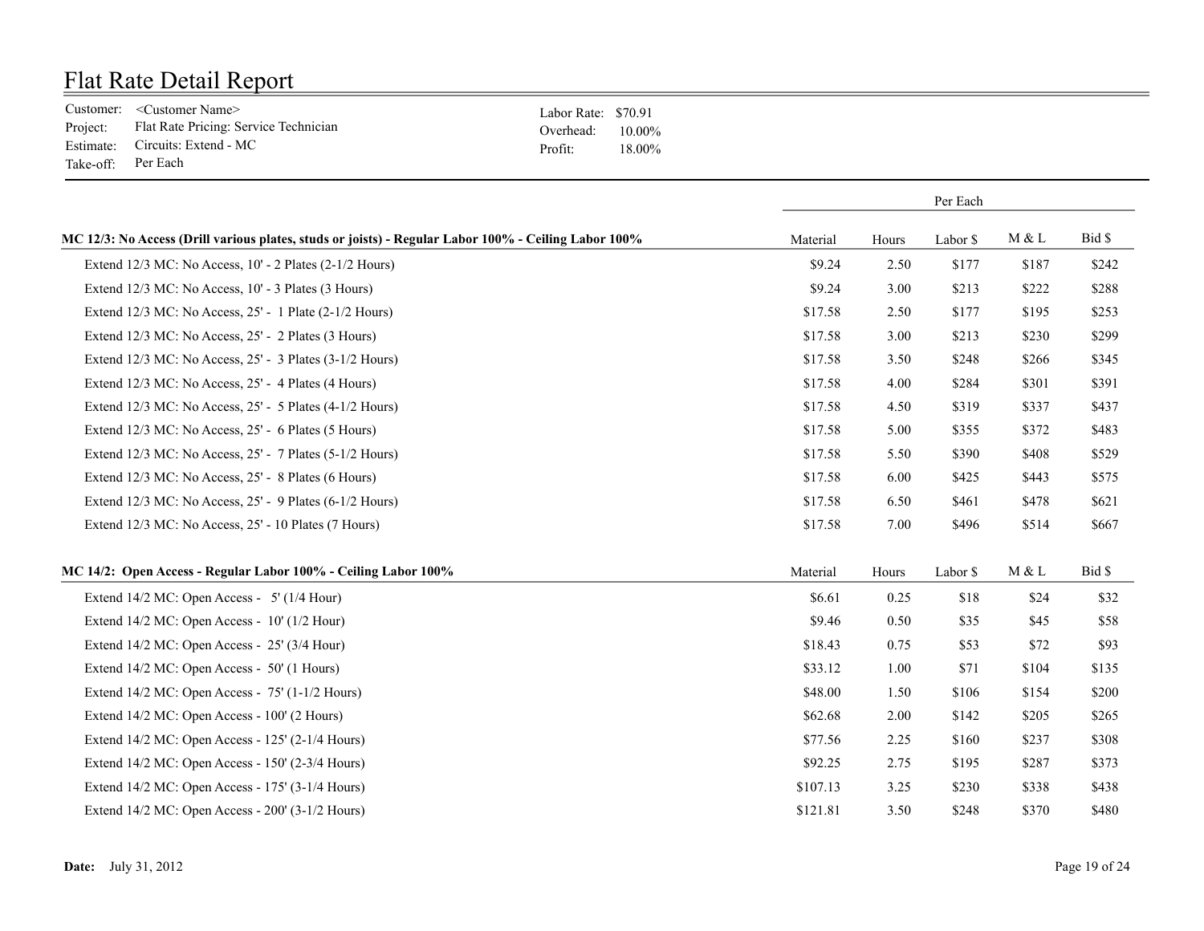# Flat Rate Detail Report

Customer: <Customer Name>
Project: Flat Rate Pricing: Service Technician
Estimate: Circuits: Extend - MC
Take-off: Per Each

Labor Rate: $70.91
Overhead: 10.00%
Profit: 18.00%

| MC 12/3: No Access (Drill various plates, studs or joists) - Regular Labor 100% - Ceiling Labor 100% | Material | Hours | Labor $ | M & L | Bid $ |
|---|---|---|---|---|---|
| Extend 12/3 MC: No Access, 10' - 2 Plates (2-1/2 Hours) | $9.24 | 2.50 | $177 | $187 | $242 |
| Extend 12/3 MC: No Access, 10' - 3 Plates (3 Hours) | $9.24 | 3.00 | $213 | $222 | $288 |
| Extend 12/3 MC: No Access, 25' - 1 Plate (2-1/2 Hours) | $17.58 | 2.50 | $177 | $195 | $253 |
| Extend 12/3 MC: No Access, 25' - 2 Plates (3 Hours) | $17.58 | 3.00 | $213 | $230 | $299 |
| Extend 12/3 MC: No Access, 25' - 3 Plates (3-1/2 Hours) | $17.58 | 3.50 | $248 | $266 | $345 |
| Extend 12/3 MC: No Access, 25' - 4 Plates (4 Hours) | $17.58 | 4.00 | $284 | $301 | $391 |
| Extend 12/3 MC: No Access, 25' - 5 Plates (4-1/2 Hours) | $17.58 | 4.50 | $319 | $337 | $437 |
| Extend 12/3 MC: No Access, 25' - 6 Plates (5 Hours) | $17.58 | 5.00 | $355 | $372 | $483 |
| Extend 12/3 MC: No Access, 25' - 7 Plates (5-1/2 Hours) | $17.58 | 5.50 | $390 | $408 | $529 |
| Extend 12/3 MC: No Access, 25' - 8 Plates (6 Hours) | $17.58 | 6.00 | $425 | $443 | $575 |
| Extend 12/3 MC: No Access, 25' - 9 Plates (6-1/2 Hours) | $17.58 | 6.50 | $461 | $478 | $621 |
| Extend 12/3 MC: No Access, 25' - 10 Plates (7 Hours) | $17.58 | 7.00 | $496 | $514 | $667 |

| MC 14/2: Open Access - Regular Labor 100% - Ceiling Labor 100% | Material | Hours | Labor $ | M & L | Bid $ |
|---|---|---|---|---|---|
| Extend 14/2 MC: Open Access - 5' (1/4 Hour) | $6.61 | 0.25 | $18 | $24 | $32 |
| Extend 14/2 MC: Open Access - 10' (1/2 Hour) | $9.46 | 0.50 | $35 | $45 | $58 |
| Extend 14/2 MC: Open Access - 25' (3/4 Hour) | $18.43 | 0.75 | $53 | $72 | $93 |
| Extend 14/2 MC: Open Access - 50' (1 Hours) | $33.12 | 1.00 | $71 | $104 | $135 |
| Extend 14/2 MC: Open Access - 75' (1-1/2 Hours) | $48.00 | 1.50 | $106 | $154 | $200 |
| Extend 14/2 MC: Open Access - 100' (2 Hours) | $62.68 | 2.00 | $142 | $205 | $265 |
| Extend 14/2 MC: Open Access - 125' (2-1/4 Hours) | $77.56 | 2.25 | $160 | $237 | $308 |
| Extend 14/2 MC: Open Access - 150' (2-3/4 Hours) | $92.25 | 2.75 | $195 | $287 | $373 |
| Extend 14/2 MC: Open Access - 175' (3-1/4 Hours) | $107.13 | 3.25 | $230 | $338 | $438 |
| Extend 14/2 MC: Open Access - 200' (3-1/2 Hours) | $121.81 | 3.50 | $248 | $370 | $480 |

**Date:** July 31, 2012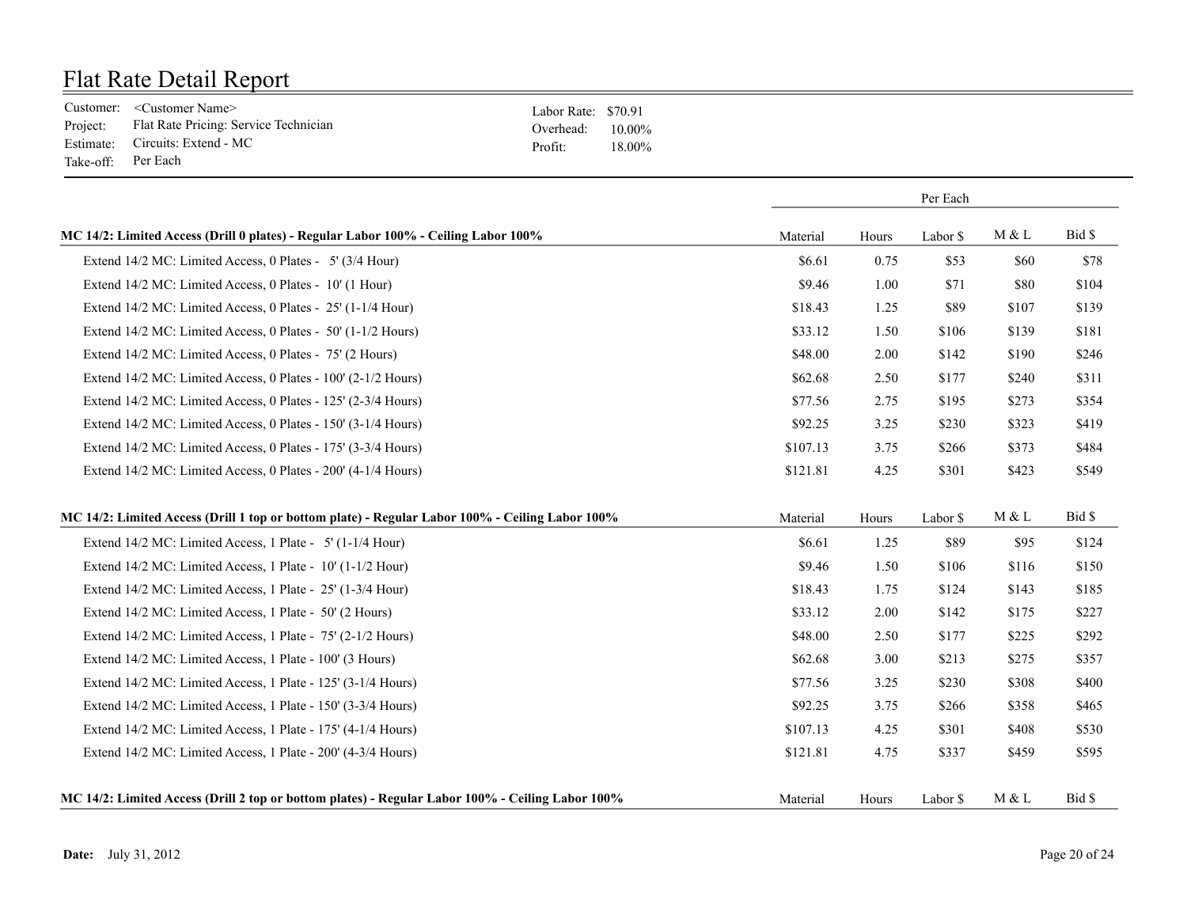# Flat Rate Detail Report

Customer: <Customer Name>
Project: Flat Rate Pricing: Service Technician
Estimate: Circuits: Extend - MC
Take-off: Per Each

Labor Rate: $70.91
Overhead: 10.00%
Profit: 18.00%

| | Per Each | | | | |
|---|---|---|---|---|---|
| **MC 14/2: Limited Access (Drill 0 plates) - Regular Labor 100% - Ceiling Labor 100%** | Material | Hours | Labor $ | M & L | Bid $ |
| Extend 14/2 MC: Limited Access, 0 Plates - 5' (3/4 Hour) | $6.61 | 0.75 | $53 | $60 | $78 |
| Extend 14/2 MC: Limited Access, 0 Plates - 10' (1 Hour) | $9.46 | 1.00 | $71 | $80 | $104 |
| Extend 14/2 MC: Limited Access, 0 Plates - 25' (1-1/4 Hour) | $18.43 | 1.25 | $89 | $107 | $139 |
| Extend 14/2 MC: Limited Access, 0 Plates - 50' (1-1/2 Hours) | $33.12 | 1.50 | $106 | $139 | $181 |
| Extend 14/2 MC: Limited Access, 0 Plates - 75' (2 Hours) | $48.00 | 2.00 | $142 | $190 | $246 |
| Extend 14/2 MC: Limited Access, 0 Plates - 100' (2-1/2 Hours) | $62.68 | 2.50 | $177 | $240 | $311 |
| Extend 14/2 MC: Limited Access, 0 Plates - 125' (2-3/4 Hours) | $77.56 | 2.75 | $195 | $273 | $354 |
| Extend 14/2 MC: Limited Access, 0 Plates - 150' (3-1/4 Hours) | $92.25 | 3.25 | $230 | $323 | $419 |
| Extend 14/2 MC: Limited Access, 0 Plates - 175' (3-3/4 Hours) | $107.13 | 3.75 | $266 | $373 | $484 |
| Extend 14/2 MC: Limited Access, 0 Plates - 200' (4-1/4 Hours) | $121.81 | 4.25 | $301 | $423 | $549 |
| **MC 14/2: Limited Access (Drill 1 top or bottom plate) - Regular Labor 100% - Ceiling Labor 100%** | Material | Hours | Labor $ | M & L | Bid $ |
| Extend 14/2 MC: Limited Access, 1 Plate - 5' (1-1/4 Hour) | $6.61 | 1.25 | $89 | $95 | $124 |
| Extend 14/2 MC: Limited Access, 1 Plate - 10' (1-1/2 Hour) | $9.46 | 1.50 | $106 | $116 | $150 |
| Extend 14/2 MC: Limited Access, 1 Plate - 25' (1-3/4 Hour) | $18.43 | 1.75 | $124 | $143 | $185 |
| Extend 14/2 MC: Limited Access, 1 Plate - 50' (2 Hours) | $33.12 | 2.00 | $142 | $175 | $227 |
| Extend 14/2 MC: Limited Access, 1 Plate - 75' (2-1/2 Hours) | $48.00 | 2.50 | $177 | $225 | $292 |
| Extend 14/2 MC: Limited Access, 1 Plate - 100' (3 Hours) | $62.68 | 3.00 | $213 | $275 | $357 |
| Extend 14/2 MC: Limited Access, 1 Plate - 125' (3-1/4 Hours) | $77.56 | 3.25 | $230 | $308 | $400 |
| Extend 14/2 MC: Limited Access, 1 Plate - 150' (3-3/4 Hours) | $92.25 | 3.75 | $266 | $358 | $465 |
| Extend 14/2 MC: Limited Access, 1 Plate - 175' (4-1/4 Hours) | $107.13 | 4.25 | $301 | $408 | $530 |
| Extend 14/2 MC: Limited Access, 1 Plate - 200' (4-3/4 Hours) | $121.81 | 4.75 | $337 | $459 | $595 |
| **MC 14/2: Limited Access (Drill 2 top or bottom plates) - Regular Labor 100% - Ceiling Labor 100%** | Material | Hours | Labor $ | M & L | Bid $ |

**Date:** July 31, 2012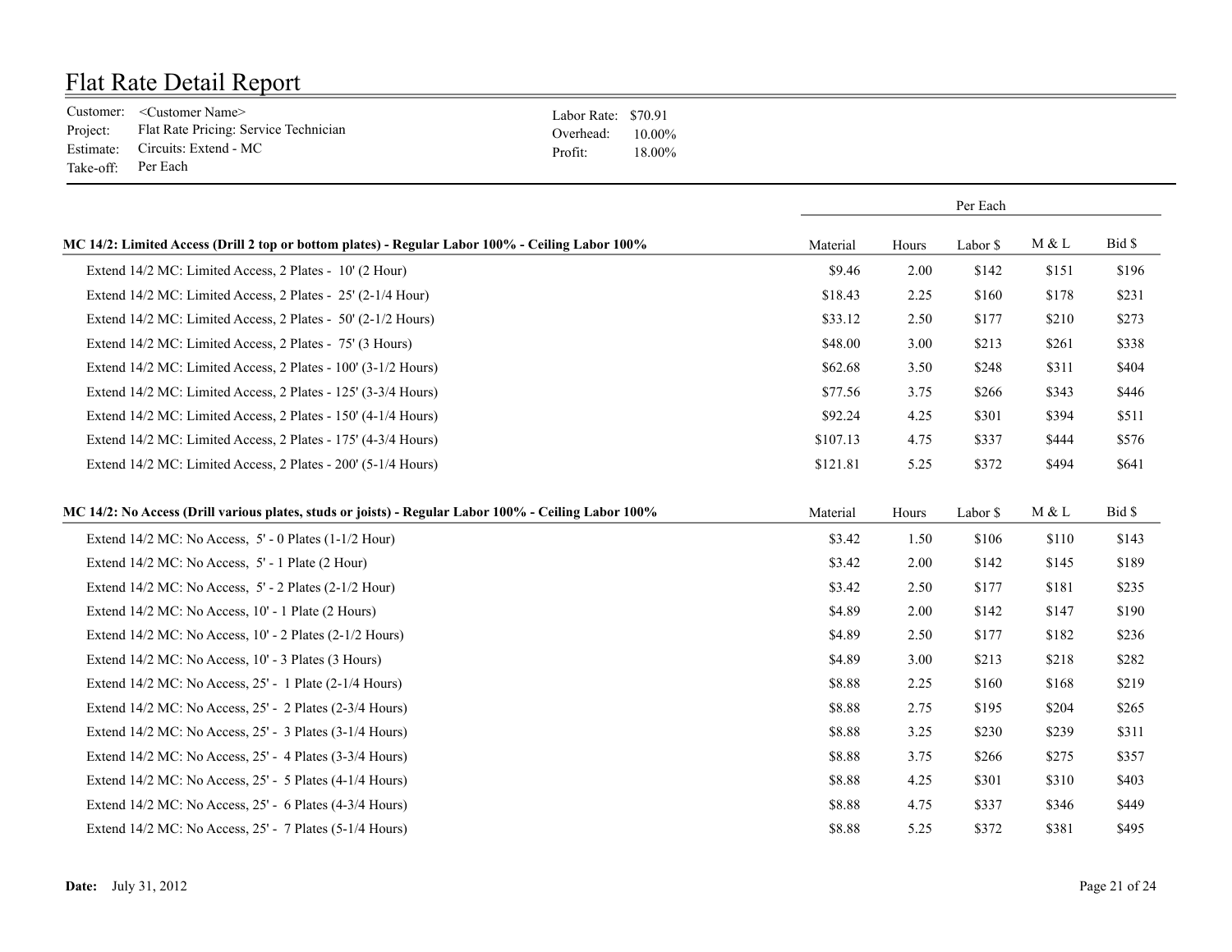# Flat Rate Detail Report

Customer: <Customer Name>
Project: Flat Rate Pricing: Service Technician
Estimate: Circuits: Extend - MC
Take-off: Per Each

Labor Rate: $70.91
Overhead: 10.00%
Profit: 18.00%

| | Per Each | | | | |
|---|---|---|---|---|---|
| **MC 14/2: Limited Access (Drill 2 top or bottom plates) - Regular Labor 100% - Ceiling Labor 100%** | Material | Hours | Labor $ | M & L | Bid $ |
| Extend 14/2 MC: Limited Access, 2 Plates - 10' (2 Hour) | $9.46 | 2.00 | $142 | $151 | $196 |
| Extend 14/2 MC: Limited Access, 2 Plates - 25' (2-1/4 Hour) | $18.43 | 2.25 | $160 | $178 | $231 |
| Extend 14/2 MC: Limited Access, 2 Plates - 50' (2-1/2 Hours) | $33.12 | 2.50 | $177 | $210 | $273 |
| Extend 14/2 MC: Limited Access, 2 Plates - 75' (3 Hours) | $48.00 | 3.00 | $213 | $261 | $338 |
| Extend 14/2 MC: Limited Access, 2 Plates - 100' (3-1/2 Hours) | $62.68 | 3.50 | $248 | $311 | $404 |
| Extend 14/2 MC: Limited Access, 2 Plates - 125' (3-3/4 Hours) | $77.56 | 3.75 | $266 | $343 | $446 |
| Extend 14/2 MC: Limited Access, 2 Plates - 150' (4-1/4 Hours) | $92.24 | 4.25 | $301 | $394 | $511 |
| Extend 14/2 MC: Limited Access, 2 Plates - 175' (4-3/4 Hours) | $107.13 | 4.75 | $337 | $444 | $576 |
| Extend 14/2 MC: Limited Access, 2 Plates - 200' (5-1/4 Hours) | $121.81 | 5.25 | $372 | $494 | $641 |
| **MC 14/2: No Access (Drill various plates, studs or joists) - Regular Labor 100% - Ceiling Labor 100%** | Material | Hours | Labor $ | M & L | Bid $ |
| Extend 14/2 MC: No Access, 5' - 0 Plates (1-1/2 Hour) | $3.42 | 1.50 | $106 | $110 | $143 |
| Extend 14/2 MC: No Access, 5' - 1 Plate (2 Hour) | $3.42 | 2.00 | $142 | $145 | $189 |
| Extend 14/2 MC: No Access, 5' - 2 Plates (2-1/2 Hour) | $3.42 | 2.50 | $177 | $181 | $235 |
| Extend 14/2 MC: No Access, 10' - 1 Plate (2 Hours) | $4.89 | 2.00 | $142 | $147 | $190 |
| Extend 14/2 MC: No Access, 10' - 2 Plates (2-1/2 Hours) | $4.89 | 2.50 | $177 | $182 | $236 |
| Extend 14/2 MC: No Access, 10' - 3 Plates (3 Hours) | $4.89 | 3.00 | $213 | $218 | $282 |
| Extend 14/2 MC: No Access, 25' - 1 Plate (2-1/4 Hours) | $8.88 | 2.25 | $160 | $168 | $219 |
| Extend 14/2 MC: No Access, 25' - 2 Plates (2-3/4 Hours) | $8.88 | 2.75 | $195 | $204 | $265 |
| Extend 14/2 MC: No Access, 25' - 3 Plates (3-1/4 Hours) | $8.88 | 3.25 | $230 | $239 | $311 |
| Extend 14/2 MC: No Access, 25' - 4 Plates (3-3/4 Hours) | $8.88 | 3.75 | $266 | $275 | $357 |
| Extend 14/2 MC: No Access, 25' - 5 Plates (4-1/4 Hours) | $8.88 | 4.25 | $301 | $310 | $403 |
| Extend 14/2 MC: No Access, 25' - 6 Plates (4-3/4 Hours) | $8.88 | 4.75 | $337 | $346 | $449 |
| Extend 14/2 MC: No Access, 25' - 7 Plates (5-1/4 Hours) | $8.88 | 5.25 | $372 | $381 | $495 |

**Date:** July 31, 2012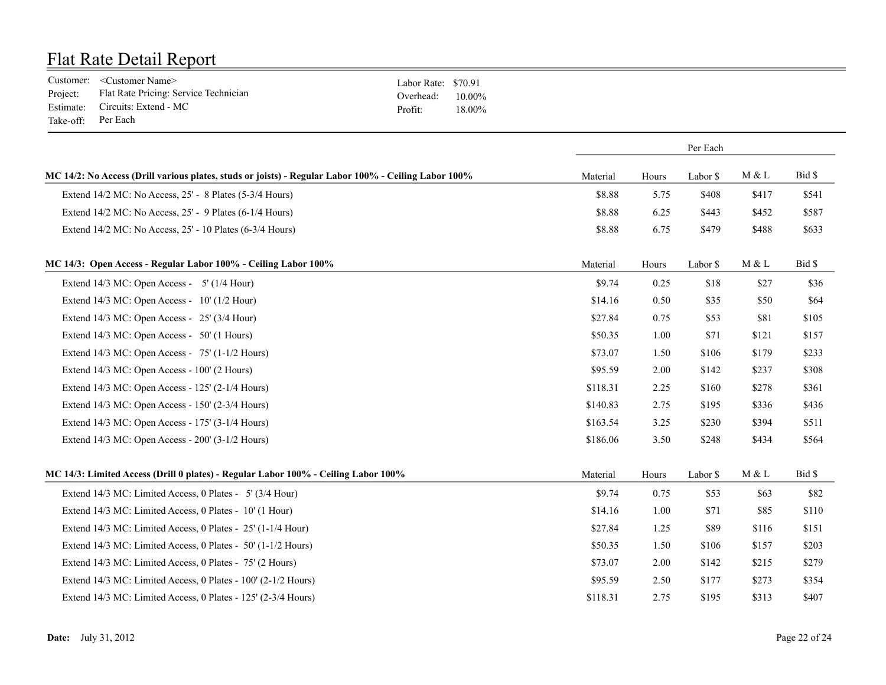# Flat Rate Detail Report

Customer: <Customer Name>
Project: Flat Rate Pricing: Service Technician
Estimate: Circuits: Extend - MC
Take-off: Per Each

Labor Rate: $70.91
Overhead: 10.00%
Profit: 18.00%

| | Per Each | | | | |
|---|---|---|---|---|---|
| **MC 14/2: No Access (Drill various plates, studs or joists) - Regular Labor 100% - Ceiling Labor 100%** | Material | Hours | Labor $ | M & L | Bid $ |
| Extend 14/2 MC: No Access, 25' - 8 Plates (5-3/4 Hours) | $8.88 | 5.75 | $408 | $417 | $541 |
| Extend 14/2 MC: No Access, 25' - 9 Plates (6-1/4 Hours) | $8.88 | 6.25 | $443 | $452 | $587 |
| Extend 14/2 MC: No Access, 25' - 10 Plates (6-3/4 Hours) | $8.88 | 6.75 | $479 | $488 | $633 |
| **MC 14/3: Open Access - Regular Labor 100% - Ceiling Labor 100%** | Material | Hours | Labor $ | M & L | Bid $ |
| Extend 14/3 MC: Open Access - 5' (1/4 Hour) | $9.74 | 0.25 | $18 | $27 | $36 |
| Extend 14/3 MC: Open Access - 10' (1/2 Hour) | $14.16 | 0.50 | $35 | $50 | $64 |
| Extend 14/3 MC: Open Access - 25' (3/4 Hour) | $27.84 | 0.75 | $53 | $81 | $105 |
| Extend 14/3 MC: Open Access - 50' (1 Hours) | $50.35 | 1.00 | $71 | $121 | $157 |
| Extend 14/3 MC: Open Access - 75' (1-1/2 Hours) | $73.07 | 1.50 | $106 | $179 | $233 |
| Extend 14/3 MC: Open Access - 100' (2 Hours) | $95.59 | 2.00 | $142 | $237 | $308 |
| Extend 14/3 MC: Open Access - 125' (2-1/4 Hours) | $118.31 | 2.25 | $160 | $278 | $361 |
| Extend 14/3 MC: Open Access - 150' (2-3/4 Hours) | $140.83 | 2.75 | $195 | $336 | $436 |
| Extend 14/3 MC: Open Access - 175' (3-1/4 Hours) | $163.54 | 3.25 | $230 | $394 | $511 |
| Extend 14/3 MC: Open Access - 200' (3-1/2 Hours) | $186.06 | 3.50 | $248 | $434 | $564 |
| **MC 14/3: Limited Access (Drill 0 plates) - Regular Labor 100% - Ceiling Labor 100%** | Material | Hours | Labor $ | M & L | Bid $ |
| Extend 14/3 MC: Limited Access, 0 Plates - 5' (3/4 Hour) | $9.74 | 0.75 | $53 | $63 | $82 |
| Extend 14/3 MC: Limited Access, 0 Plates - 10' (1 Hour) | $14.16 | 1.00 | $71 | $85 | $110 |
| Extend 14/3 MC: Limited Access, 0 Plates - 25' (1-1/4 Hour) | $27.84 | 1.25 | $89 | $116 | $151 |
| Extend 14/3 MC: Limited Access, 0 Plates - 50' (1-1/2 Hours) | $50.35 | 1.50 | $106 | $157 | $203 |
| Extend 14/3 MC: Limited Access, 0 Plates - 75' (2 Hours) | $73.07 | 2.00 | $142 | $215 | $279 |
| Extend 14/3 MC: Limited Access, 0 Plates - 100' (2-1/2 Hours) | $95.59 | 2.50 | $177 | $273 | $354 |
| Extend 14/3 MC: Limited Access, 0 Plates - 125' (2-3/4 Hours) | $118.31 | 2.75 | $195 | $313 | $407 |

**Date:** July 31, 2012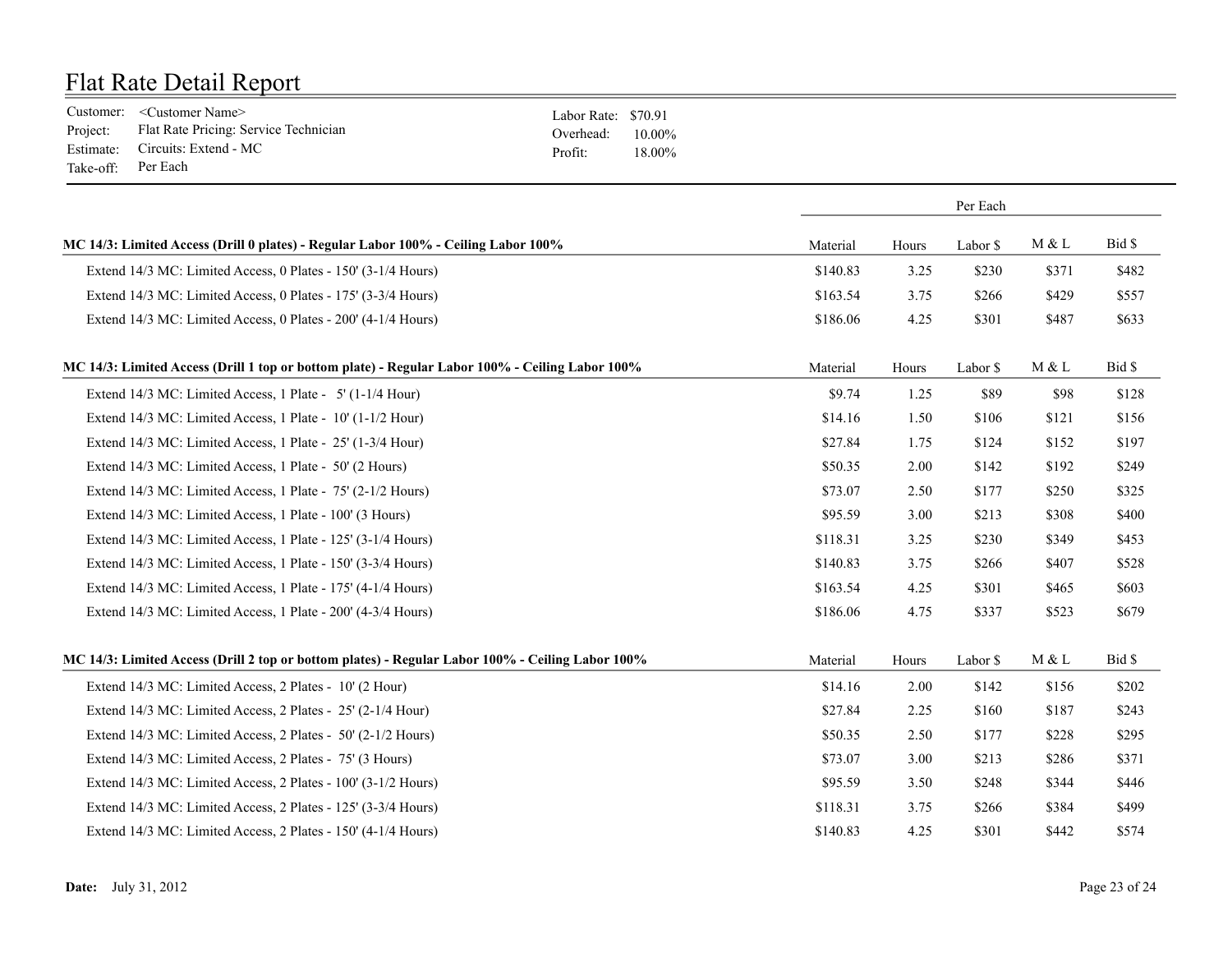# Flat Rate Detail Report

Customer: <Customer Name>
Project: Flat Rate Pricing: Service Technician
Estimate: Circuits: Extend - MC
Take-off: Per Each

Labor Rate: $70.91
Overhead: 10.00%
Profit: 18.00%

| | Per Each | | | | |
|---|---|---|---|---|---|
| **MC 14/3: Limited Access (Drill 0 plates) - Regular Labor 100% - Ceiling Labor 100%** | Material | Hours | Labor $ | M & L | Bid $ |
| Extend 14/3 MC: Limited Access, 0 Plates - 150' (3-1/4 Hours) | $140.83 | 3.25 | $230 | $371 | $482 |
| Extend 14/3 MC: Limited Access, 0 Plates - 175' (3-3/4 Hours) | $163.54 | 3.75 | $266 | $429 | $557 |
| Extend 14/3 MC: Limited Access, 0 Plates - 200' (4-1/4 Hours) | $186.06 | 4.25 | $301 | $487 | $633 |
| **MC 14/3: Limited Access (Drill 1 top or bottom plate) - Regular Labor 100% - Ceiling Labor 100%** | Material | Hours | Labor $ | M & L | Bid $ |
| Extend 14/3 MC: Limited Access, 1 Plate - 5' (1-1/4 Hour) | $9.74 | 1.25 | $89 | $98 | $128 |
| Extend 14/3 MC: Limited Access, 1 Plate - 10' (1-1/2 Hour) | $14.16 | 1.50 | $106 | $121 | $156 |
| Extend 14/3 MC: Limited Access, 1 Plate - 25' (1-3/4 Hour) | $27.84 | 1.75 | $124 | $152 | $197 |
| Extend 14/3 MC: Limited Access, 1 Plate - 50' (2 Hours) | $50.35 | 2.00 | $142 | $192 | $249 |
| Extend 14/3 MC: Limited Access, 1 Plate - 75' (2-1/2 Hours) | $73.07 | 2.50 | $177 | $250 | $325 |
| Extend 14/3 MC: Limited Access, 1 Plate - 100' (3 Hours) | $95.59 | 3.00 | $213 | $308 | $400 |
| Extend 14/3 MC: Limited Access, 1 Plate - 125' (3-1/4 Hours) | $118.31 | 3.25 | $230 | $349 | $453 |
| Extend 14/3 MC: Limited Access, 1 Plate - 150' (3-3/4 Hours) | $140.83 | 3.75 | $266 | $407 | $528 |
| Extend 14/3 MC: Limited Access, 1 Plate - 175' (4-1/4 Hours) | $163.54 | 4.25 | $301 | $465 | $603 |
| Extend 14/3 MC: Limited Access, 1 Plate - 200' (4-3/4 Hours) | $186.06 | 4.75 | $337 | $523 | $679 |
| **MC 14/3: Limited Access (Drill 2 top or bottom plates) - Regular Labor 100% - Ceiling Labor 100%** | Material | Hours | Labor $ | M & L | Bid $ |
| Extend 14/3 MC: Limited Access, 2 Plates - 10' (2 Hour) | $14.16 | 2.00 | $142 | $156 | $202 |
| Extend 14/3 MC: Limited Access, 2 Plates - 25' (2-1/4 Hour) | $27.84 | 2.25 | $160 | $187 | $243 |
| Extend 14/3 MC: Limited Access, 2 Plates - 50' (2-1/2 Hours) | $50.35 | 2.50 | $177 | $228 | $295 |
| Extend 14/3 MC: Limited Access, 2 Plates - 75' (3 Hours) | $73.07 | 3.00 | $213 | $286 | $371 |
| Extend 14/3 MC: Limited Access, 2 Plates - 100' (3-1/2 Hours) | $95.59 | 3.50 | $248 | $344 | $446 |
| Extend 14/3 MC: Limited Access, 2 Plates - 125' (3-3/4 Hours) | $118.31 | 3.75 | $266 | $384 | $499 |
| Extend 14/3 MC: Limited Access, 2 Plates - 150' (4-1/4 Hours) | $140.83 | 4.25 | $301 | $442 | $574 |

**Date:** July 31, 2012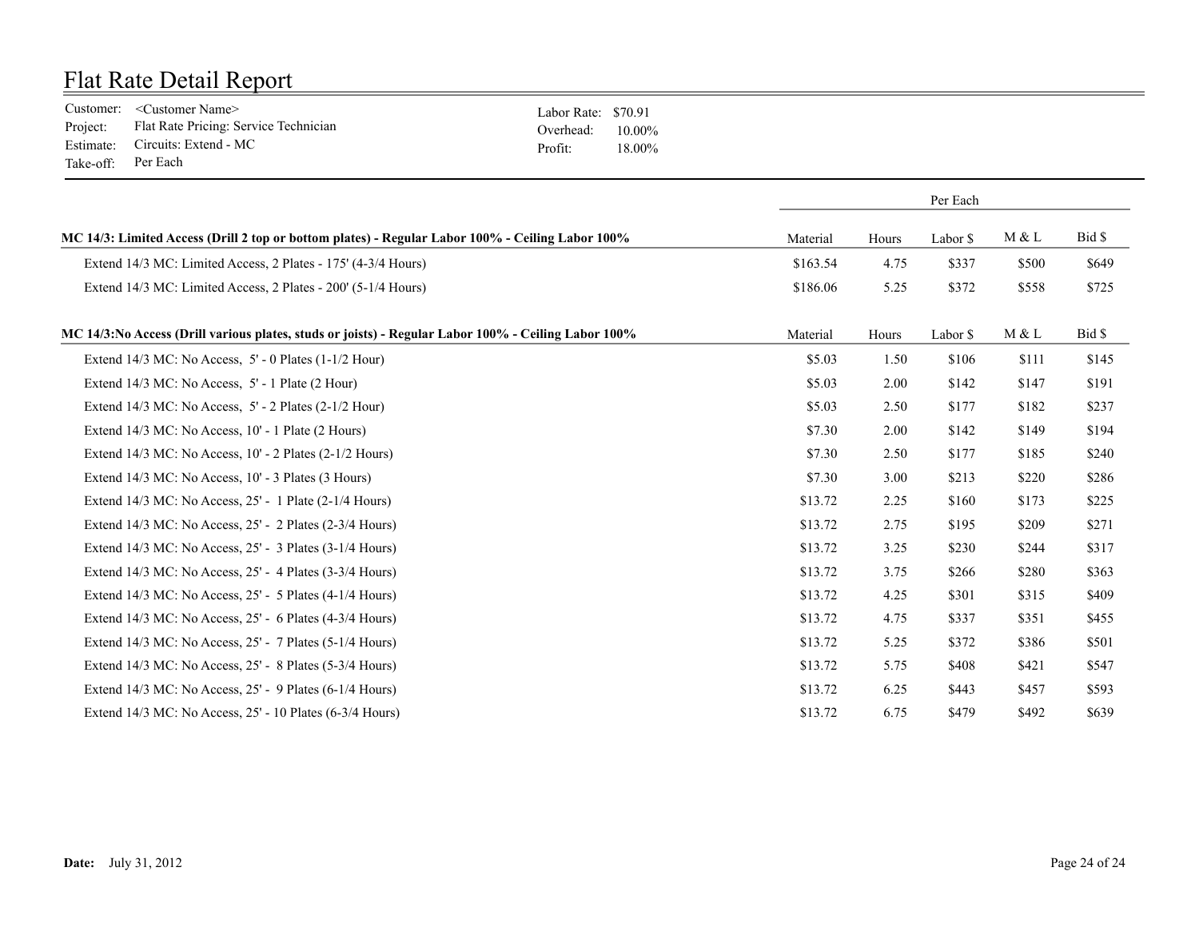# Flat Rate Detail Report

Customer: <Customer Name>
Project: Flat Rate Pricing: Service Technician
Estimate: Circuits: Extend - MC
Take-off: Per Each

Labor Rate: $70.91
Overhead: 10.00%
Profit: 18.00%

| | Per Each | | | | |
|---|---|---|---|---|---|
| **MC 14/3: Limited Access (Drill 2 top or bottom plates) - Regular Labor 100% - Ceiling Labor 100%** | Material | Hours | Labor $ | M & L | Bid $ |
| Extend 14/3 MC: Limited Access, 2 Plates - 175' (4-3/4 Hours) | $163.54 | 4.75 | $337 | $500 | $649 |
| Extend 14/3 MC: Limited Access, 2 Plates - 200' (5-1/4 Hours) | $186.06 | 5.25 | $372 | $558 | $725 |
| **MC 14/3:No Access (Drill various plates, studs or joists) - Regular Labor 100% - Ceiling Labor 100%** | Material | Hours | Labor $ | M & L | Bid $ |
| Extend 14/3 MC: No Access, 5' - 0 Plates (1-1/2 Hour) | $5.03 | 1.50 | $106 | $111 | $145 |
| Extend 14/3 MC: No Access, 5' - 1 Plate (2 Hour) | $5.03 | 2.00 | $142 | $147 | $191 |
| Extend 14/3 MC: No Access, 5' - 2 Plates (2-1/2 Hour) | $5.03 | 2.50 | $177 | $182 | $237 |
| Extend 14/3 MC: No Access, 10' - 1 Plate (2 Hours) | $7.30 | 2.00 | $142 | $149 | $194 |
| Extend 14/3 MC: No Access, 10' - 2 Plates (2-1/2 Hours) | $7.30 | 2.50 | $177 | $185 | $240 |
| Extend 14/3 MC: No Access, 10' - 3 Plates (3 Hours) | $7.30 | 3.00 | $213 | $220 | $286 |
| Extend 14/3 MC: No Access, 25' - 1 Plate (2-1/4 Hours) | $13.72 | 2.25 | $160 | $173 | $225 |
| Extend 14/3 MC: No Access, 25' - 2 Plates (2-3/4 Hours) | $13.72 | 2.75 | $195 | $209 | $271 |
| Extend 14/3 MC: No Access, 25' - 3 Plates (3-1/4 Hours) | $13.72 | 3.25 | $230 | $244 | $317 |
| Extend 14/3 MC: No Access, 25' - 4 Plates (3-3/4 Hours) | $13.72 | 3.75 | $266 | $280 | $363 |
| Extend 14/3 MC: No Access, 25' - 5 Plates (4-1/4 Hours) | $13.72 | 4.25 | $301 | $315 | $409 |
| Extend 14/3 MC: No Access, 25' - 6 Plates (4-3/4 Hours) | $13.72 | 4.75 | $337 | $351 | $455 |
| Extend 14/3 MC: No Access, 25' - 7 Plates (5-1/4 Hours) | $13.72 | 5.25 | $372 | $386 | $501 |
| Extend 14/3 MC: No Access, 25' - 8 Plates (5-3/4 Hours) | $13.72 | 5.75 | $408 | $421 | $547 |
| Extend 14/3 MC: No Access, 25' - 9 Plates (6-1/4 Hours) | $13.72 | 6.25 | $443 | $457 | $593 |
| Extend 14/3 MC: No Access, 25' - 10 Plates (6-3/4 Hours) | $13.72 | 6.75 | $479 | $492 | $639 |

**Date:** July 31, 2012